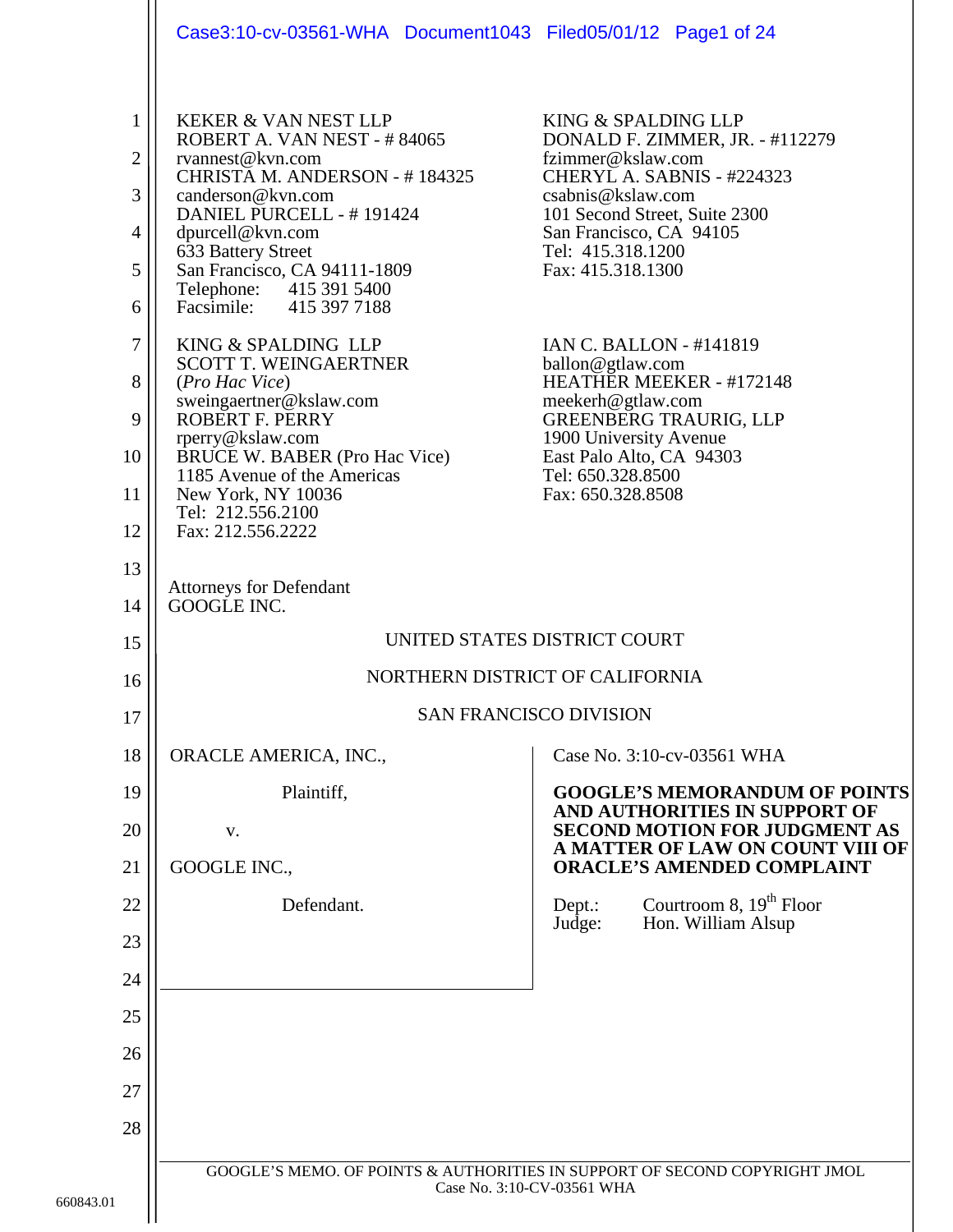KEKER & VAN NEST LLP
ROBERT A. VAN NEST - # 84065
rvannest@kvn.com
CHRISTA M. ANDERSON - # 184325
canderson@kvn.com
DANIEL PURCELL - # 191424
dpurcell@kvn.com
633 Battery Street
San Francisco, CA 94111-1809
Telephone: 415 391 5400
Facsimile: 415 397 7188

KING & SPALDING LLP
SCOTT T. WEINGAERTNER
(*Pro Hac Vice*)
sweingaertner@kslaw.com
ROBERT F. PERRY
rperry@kslaw.com
BRUCE W. BABER (Pro Hac Vice)
1185 Avenue of the Americas
New York, NY 10036
Tel: 212.556.2100
Fax: 212.556.2222

KING & SPALDING LLP
DONALD F. ZIMMER, JR. - #112279
fzimmer@kslaw.com
CHERYL A. SABNIS - #224323
csabnis@kslaw.com
101 Second Street, Suite 2300
San Francisco, CA 94105
Tel: 415.318.1200
Fax: 415.318.1300

IAN C. BALLON - #141819
ballon@gtlaw.com
HEATHER MEEKER - #172148
meekerh@gtlaw.com
GREENBERG TRAURIG, LLP
1900 University Avenue
East Palo Alto, CA 94303
Tel: 650.328.8500
Fax: 650.328.8508

Attorneys for Defendant
GOOGLE INC.

UNITED STATES DISTRICT COURT

NORTHERN DISTRICT OF CALIFORNIA

SAN FRANCISCO DIVISION

ORACLE AMERICA, INC.,

Plaintiff,

v.

GOOGLE INC.,

Defendant.

Case No. 3:10-cv-03561 WHA

**GOOGLE'S MEMORANDUM OF POINTS AND AUTHORITIES IN SUPPORT OF SECOND MOTION FOR JUDGMENT AS A MATTER OF LAW ON COUNT VIII OF ORACLE'S AMENDED COMPLAINT**

Dept.: Courtroom 8, 19th Floor
Judge: Hon. William Alsup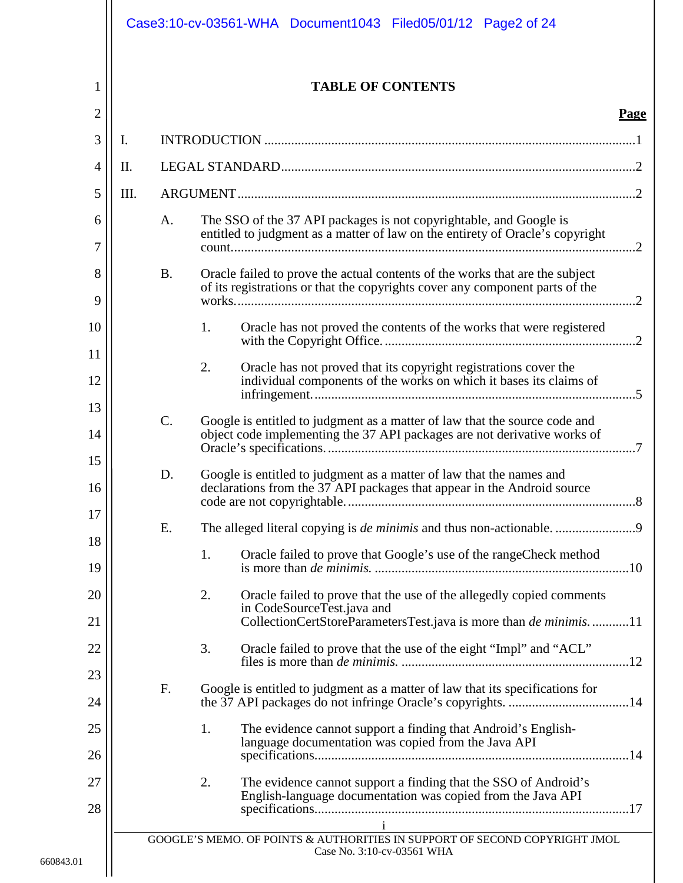# TABLE OF CONTENTS

**Page**

I. INTRODUCTION .....1

II. LEGAL STANDARD .....2

III. ARGUMENT .....2

- A. The SSO of the 37 API packages is not copyrightable, and Google is entitled to judgment as a matter of law on the entirety of Oracle's copyright count .....2
- B. Oracle failed to prove the actual contents of the works that are the subject of its registrations or that the copyrights cover any component parts of the works .....2
  - 1. Oracle has not proved the contents of the works that were registered with the Copyright Office .....2
  - 2. Oracle has not proved that its copyright registrations cover the individual components of the works on which it bases its claims of infringement .....5
- C. Google is entitled to judgment as a matter of law that the source code and object code implementing the 37 API packages are not derivative works of Oracle's specifications .....7
- D. Google is entitled to judgment as a matter of law that the names and declarations from the 37 API packages that appear in the Android source code are not copyrightable .....8
- E. The alleged literal copying is *de minimis* and thus non-actionable .....9
  - 1. Oracle failed to prove that Google's use of the rangeCheck method is more than *de minimis.* .....10
  - 2. Oracle failed to prove that the use of the allegedly copied comments in CodeSourceTest.java and CollectionCertStoreParametersTest.java is more than *de minimis.* .....11
  - 3. Oracle failed to prove that the use of the eight "Impl" and "ACL" files is more than *de minimis.* .....12
- F. Google is entitled to judgment as a matter of law that its specifications for the 37 API packages do not infringe Oracle's copyrights .....14
  - 1. The evidence cannot support a finding that Android's English-language documentation was copied from the Java API specifications .....14
  - 2. The evidence cannot support a finding that the SSO of Android's English-language documentation was copied from the Java API specifications .....17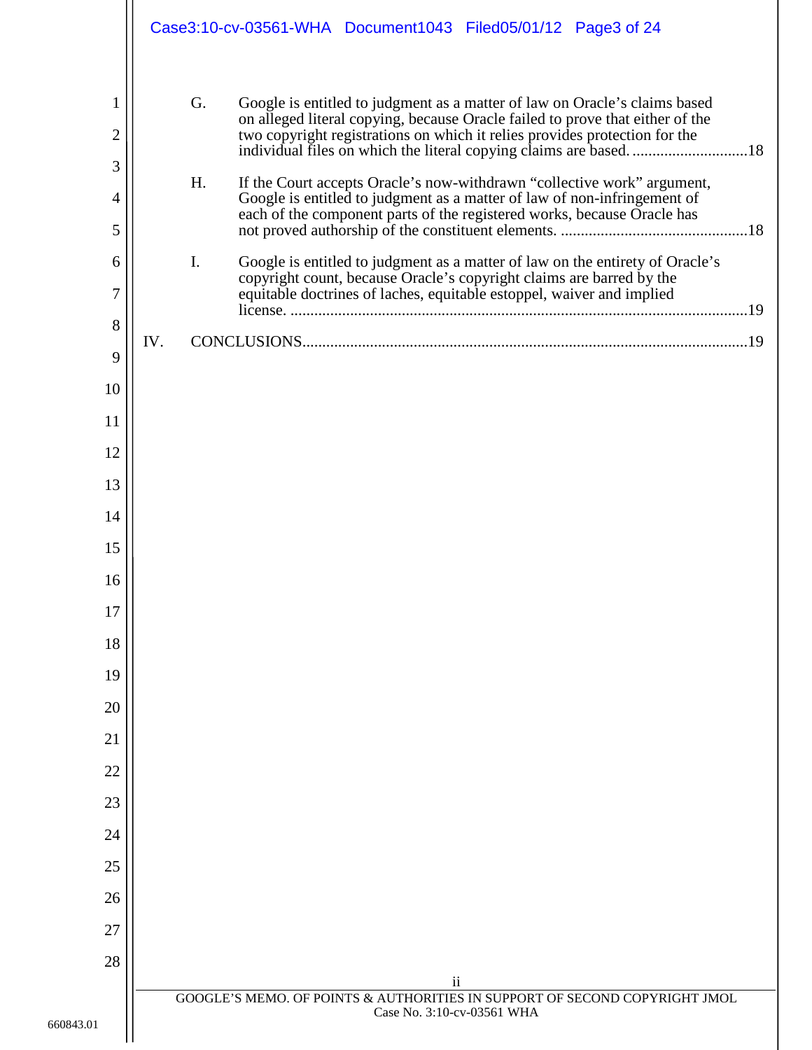G. Google is entitled to judgment as a matter of law on Oracle's claims based on alleged literal copying, because Oracle failed to prove that either of the two copyright registrations on which it relies provides protection for the individual files on which the literal copying claims are based. ............................18

H. If the Court accepts Oracle's now-withdrawn "collective work" argument, Google is entitled to judgment as a matter of law of non-infringement of each of the component parts of the registered works, because Oracle has not proved authorship of the constituent elements. ..............................................18

I. Google is entitled to judgment as a matter of law on the entirety of Oracle's copyright count, because Oracle's copyright claims are barred by the equitable doctrines of laches, equitable estoppel, waiver and implied license. ..................................................................................................................19

IV. CONCLUSIONS...............................................................................................................19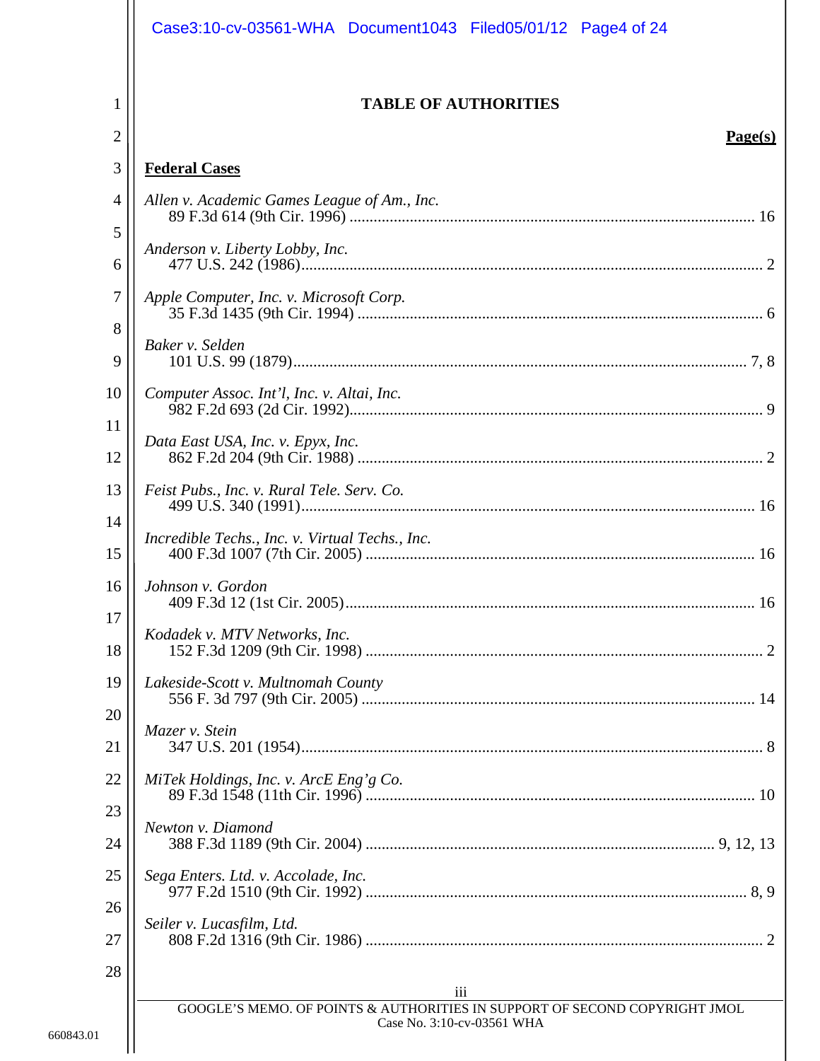# TABLE OF AUTHORITIES

**Page(s)**

**Federal Cases**

*Allen v. Academic Games League of Am., Inc.*
89 F.3d 614 (9th Cir. 1996) .......... 16

*Anderson v. Liberty Lobby, Inc.*
477 U.S. 242 (1986) .......... 2

*Apple Computer, Inc. v. Microsoft Corp.*
35 F.3d 1435 (9th Cir. 1994) .......... 6

*Baker v. Selden*
101 U.S. 99 (1879) .......... 7, 8

*Computer Assoc. Int'l, Inc. v. Altai, Inc.*
982 F.2d 693 (2d Cir. 1992) .......... 9

*Data East USA, Inc. v. Epyx, Inc.*
862 F.2d 204 (9th Cir. 1988) .......... 2

*Feist Pubs., Inc. v. Rural Tele. Serv. Co.*
499 U.S. 340 (1991) .......... 16

*Incredible Techs., Inc. v. Virtual Techs., Inc.*
400 F.3d 1007 (7th Cir. 2005) .......... 16

*Johnson v. Gordon*
409 F.3d 12 (1st Cir. 2005) .......... 16

*Kodadek v. MTV Networks, Inc.*
152 F.3d 1209 (9th Cir. 1998) .......... 2

*Lakeside-Scott v. Multnomah County*
556 F. 3d 797 (9th Cir. 2005) .......... 14

*Mazer v. Stein*
347 U.S. 201 (1954) .......... 8

*MiTek Holdings, Inc. v. ArcE Eng'g Co.*
89 F.3d 1548 (11th Cir. 1996) .......... 10

*Newton v. Diamond*
388 F.3d 1189 (9th Cir. 2004) .......... 9, 12, 13

*Sega Enters. Ltd. v. Accolade, Inc.*
977 F.2d 1510 (9th Cir. 1992) .......... 8, 9

*Seiler v. Lucasfilm, Ltd.*
808 F.2d 1316 (9th Cir. 1986) .......... 2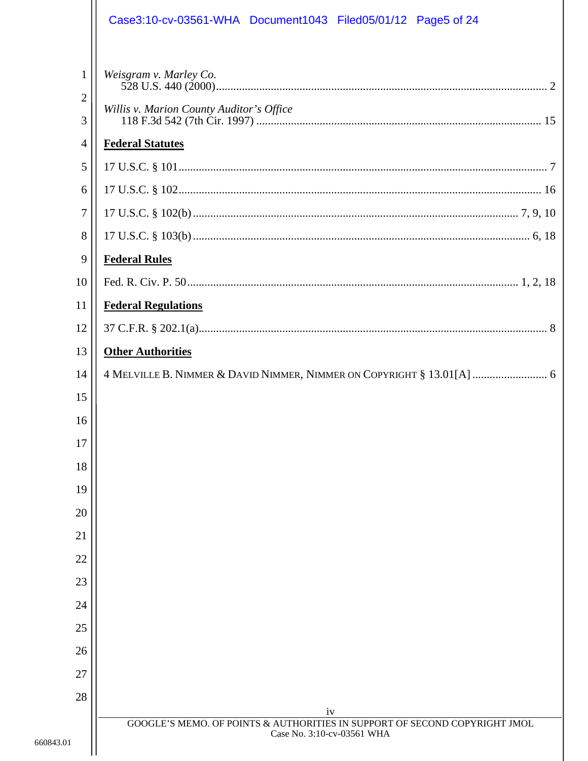*Weisgram v. Marley Co.*
528 U.S. 440 (2000) .................................................................................................................. 2

*Willis v. Marion County Auditor's Office*
118 F.3d 542 (7th Cir. 1997) .................................................................................................. 15

**Federal Statutes**

17 U.S.C. § 101 ................................................................................................................................ 7

17 U.S.C. § 102 .............................................................................................................................. 16

17 U.S.C. § 102(b) ............................................................................................................... 7, 9, 10

17 U.S.C. § 103(b) ..................................................................................................................... 6, 18

**Federal Rules**

Fed. R. Civ. P. 50 ................................................................................................................. 1, 2, 18

**Federal Regulations**

37 C.F.R. § 202.1(a) ........................................................................................................................ 8

**Other Authorities**

4 MELVILLE B. NIMMER & DAVID NIMMER, NIMMER ON COPYRIGHT § 13.01[A] .......................... 6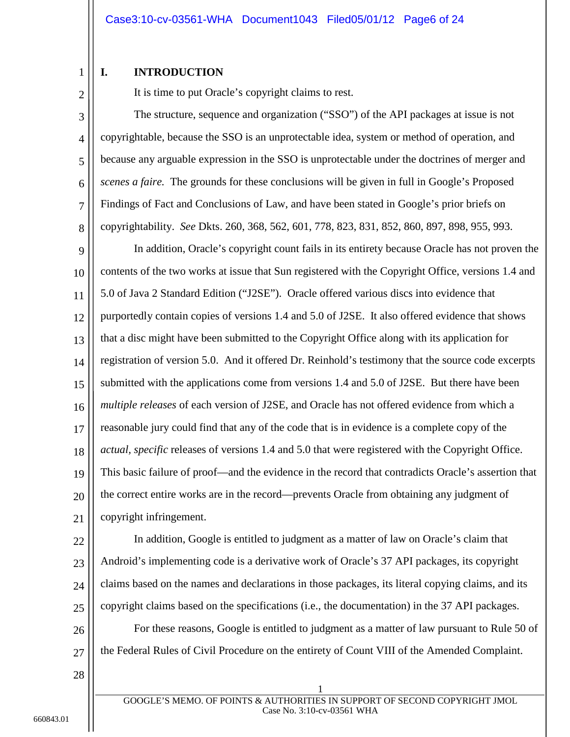# I. INTRODUCTION

It is time to put Oracle's copyright claims to rest.

The structure, sequence and organization ("SSO") of the API packages at issue is not copyrightable, because the SSO is an unprotectable idea, system or method of operation, and because any arguable expression in the SSO is unprotectable under the doctrines of merger and *scenes a faire.* The grounds for these conclusions will be given in full in Google's Proposed Findings of Fact and Conclusions of Law, and have been stated in Google's prior briefs on copyrightability. *See* Dkts. 260, 368, 562, 601, 778, 823, 831, 852, 860, 897, 898, 955, 993.

In addition, Oracle's copyright count fails in its entirety because Oracle has not proven the contents of the two works at issue that Sun registered with the Copyright Office, versions 1.4 and 5.0 of Java 2 Standard Edition ("J2SE"). Oracle offered various discs into evidence that purportedly contain copies of versions 1.4 and 5.0 of J2SE. It also offered evidence that shows that a disc might have been submitted to the Copyright Office along with its application for registration of version 5.0. And it offered Dr. Reinhold's testimony that the source code excerpts submitted with the applications come from versions 1.4 and 5.0 of J2SE. But there have been *multiple releases* of each version of J2SE, and Oracle has not offered evidence from which a reasonable jury could find that any of the code that is in evidence is a complete copy of the *actual, specific* releases of versions 1.4 and 5.0 that were registered with the Copyright Office. This basic failure of proof—and the evidence in the record that contradicts Oracle's assertion that the correct entire works are in the record—prevents Oracle from obtaining any judgment of copyright infringement.

In addition, Google is entitled to judgment as a matter of law on Oracle's claim that Android's implementing code is a derivative work of Oracle's 37 API packages, its copyright claims based on the names and declarations in those packages, its literal copying claims, and its copyright claims based on the specifications (i.e., the documentation) in the 37 API packages.

For these reasons, Google is entitled to judgment as a matter of law pursuant to Rule 50 of the Federal Rules of Civil Procedure on the entirety of Count VIII of the Amended Complaint.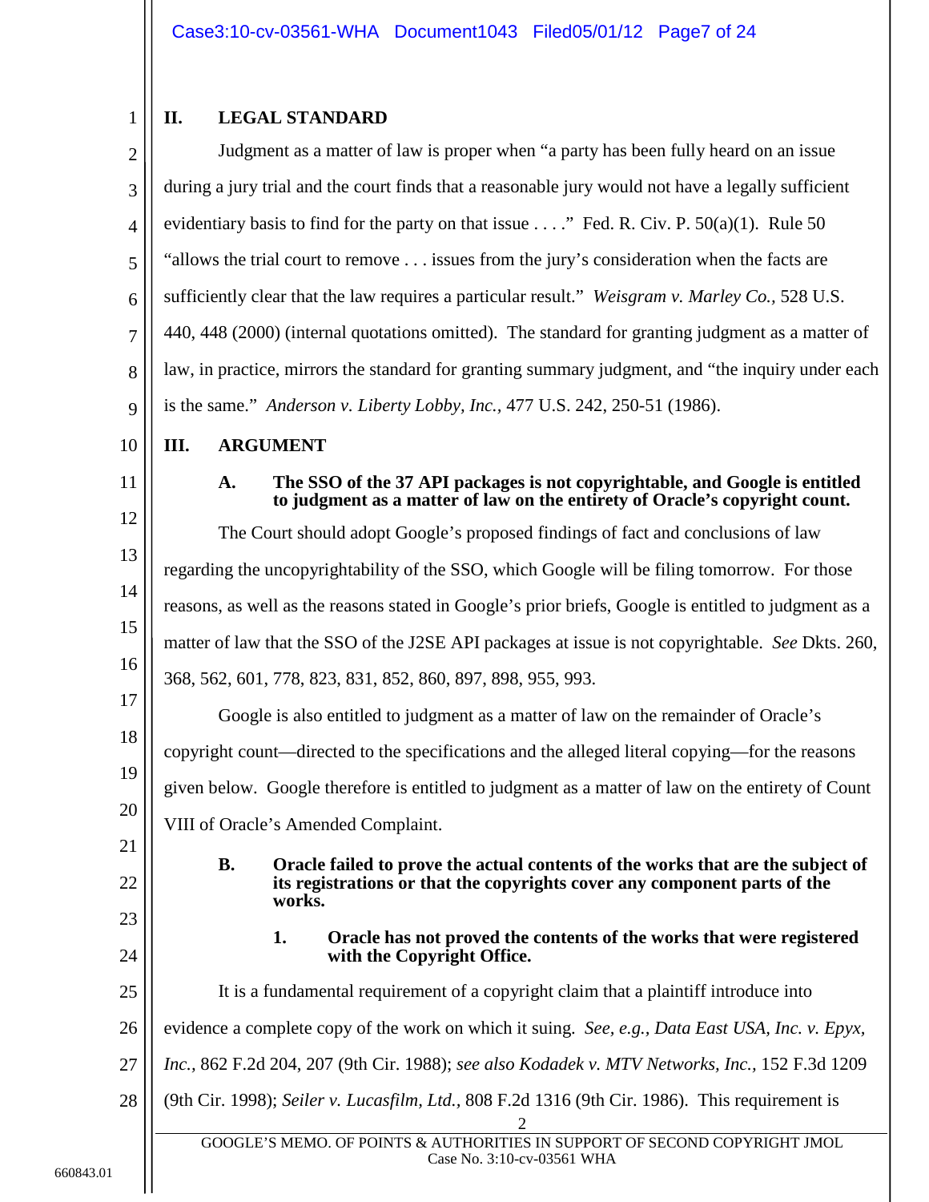## II. LEGAL STANDARD

Judgment as a matter of law is proper when "a party has been fully heard on an issue during a jury trial and the court finds that a reasonable jury would not have a legally sufficient evidentiary basis to find for the party on that issue . . . ." Fed. R. Civ. P. 50(a)(1). Rule 50 "allows the trial court to remove . . . issues from the jury's consideration when the facts are sufficiently clear that the law requires a particular result." *Weisgram v. Marley Co.*, 528 U.S. 440, 448 (2000) (internal quotations omitted). The standard for granting judgment as a matter of law, in practice, mirrors the standard for granting summary judgment, and "the inquiry under each is the same." *Anderson v. Liberty Lobby, Inc.*, 477 U.S. 242, 250-51 (1986).

## III. ARGUMENT

### A. The SSO of the 37 API packages is not copyrightable, and Google is entitled to judgment as a matter of law on the entirety of Oracle's copyright count.

The Court should adopt Google's proposed findings of fact and conclusions of law regarding the uncopyrightability of the SSO, which Google will be filing tomorrow. For those reasons, as well as the reasons stated in Google's prior briefs, Google is entitled to judgment as a matter of law that the SSO of the J2SE API packages at issue is not copyrightable. *See* Dkts. 260, 368, 562, 601, 778, 823, 831, 852, 860, 897, 898, 955, 993.

Google is also entitled to judgment as a matter of law on the remainder of Oracle's copyright count—directed to the specifications and the alleged literal copying—for the reasons given below. Google therefore is entitled to judgment as a matter of law on the entirety of Count VIII of Oracle's Amended Complaint.

### B. Oracle failed to prove the actual contents of the works that are the subject of its registrations or that the copyrights cover any component parts of the works.

#### 1. Oracle has not proved the contents of the works that were registered with the Copyright Office.

It is a fundamental requirement of a copyright claim that a plaintiff introduce into evidence a complete copy of the work on which it suing. *See, e.g., Data East USA, Inc. v. Epyx, Inc.*, 862 F.2d 204, 207 (9th Cir. 1988); *see also Kodadek v. MTV Networks, Inc.*, 152 F.3d 1209 (9th Cir. 1998); *Seiler v. Lucasfilm, Ltd.*, 808 F.2d 1316 (9th Cir. 1986). This requirement is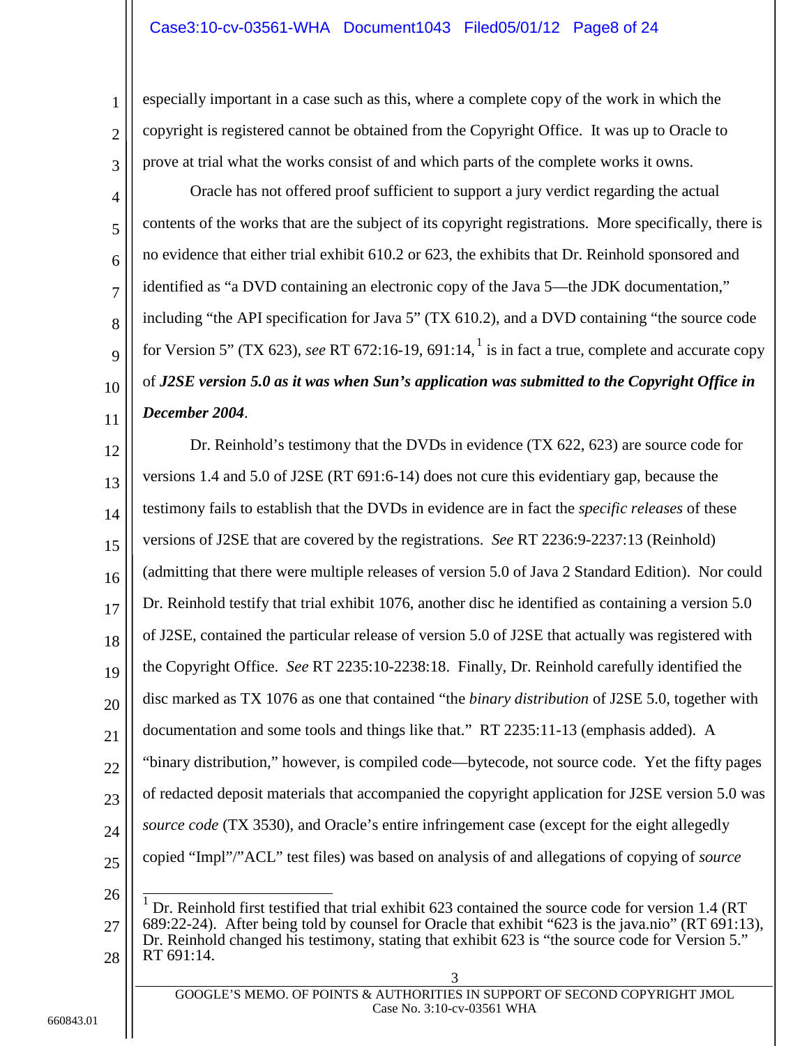especially important in a case such as this, where a complete copy of the work in which the copyright is registered cannot be obtained from the Copyright Office. It was up to Oracle to prove at trial what the works consist of and which parts of the complete works it owns.

Oracle has not offered proof sufficient to support a jury verdict regarding the actual contents of the works that are the subject of its copyright registrations. More specifically, there is no evidence that either trial exhibit 610.2 or 623, the exhibits that Dr. Reinhold sponsored and identified as "a DVD containing an electronic copy of the Java 5—the JDK documentation," including "the API specification for Java 5" (TX 610.2), and a DVD containing "the source code for Version 5" (TX 623), *see* RT 672:16-19, 691:14,[1] is in fact a true, complete and accurate copy of ***J2SE version 5.0 as it was when Sun's application was submitted to the Copyright Office in December 2004***.

Dr. Reinhold's testimony that the DVDs in evidence (TX 622, 623) are source code for versions 1.4 and 5.0 of J2SE (RT 691:6-14) does not cure this evidentiary gap, because the testimony fails to establish that the DVDs in evidence are in fact the *specific releases* of these versions of J2SE that are covered by the registrations. *See* RT 2236:9-2237:13 (Reinhold) (admitting that there were multiple releases of version 5.0 of Java 2 Standard Edition). Nor could Dr. Reinhold testify that trial exhibit 1076, another disc he identified as containing a version 5.0 of J2SE, contained the particular release of version 5.0 of J2SE that actually was registered with the Copyright Office. *See* RT 2235:10-2238:18. Finally, Dr. Reinhold carefully identified the disc marked as TX 1076 as one that contained "the *binary distribution* of J2SE 5.0, together with documentation and some tools and things like that." RT 2235:11-13 (emphasis added). A "binary distribution," however, is compiled code—bytecode, not source code. Yet the fifty pages of redacted deposit materials that accompanied the copyright application for J2SE version 5.0 was *source code* (TX 3530), and Oracle's entire infringement case (except for the eight allegedly copied "Impl"/"ACL" test files) was based on analysis of and allegations of copying of *source*

---

[1] Dr. Reinhold first testified that trial exhibit 623 contained the source code for version 1.4 (RT 689:22-24). After being told by counsel for Oracle that exhibit "623 is the java.nio" (RT 691:13), Dr. Reinhold changed his testimony, stating that exhibit 623 is "the source code for Version 5." RT 691:14.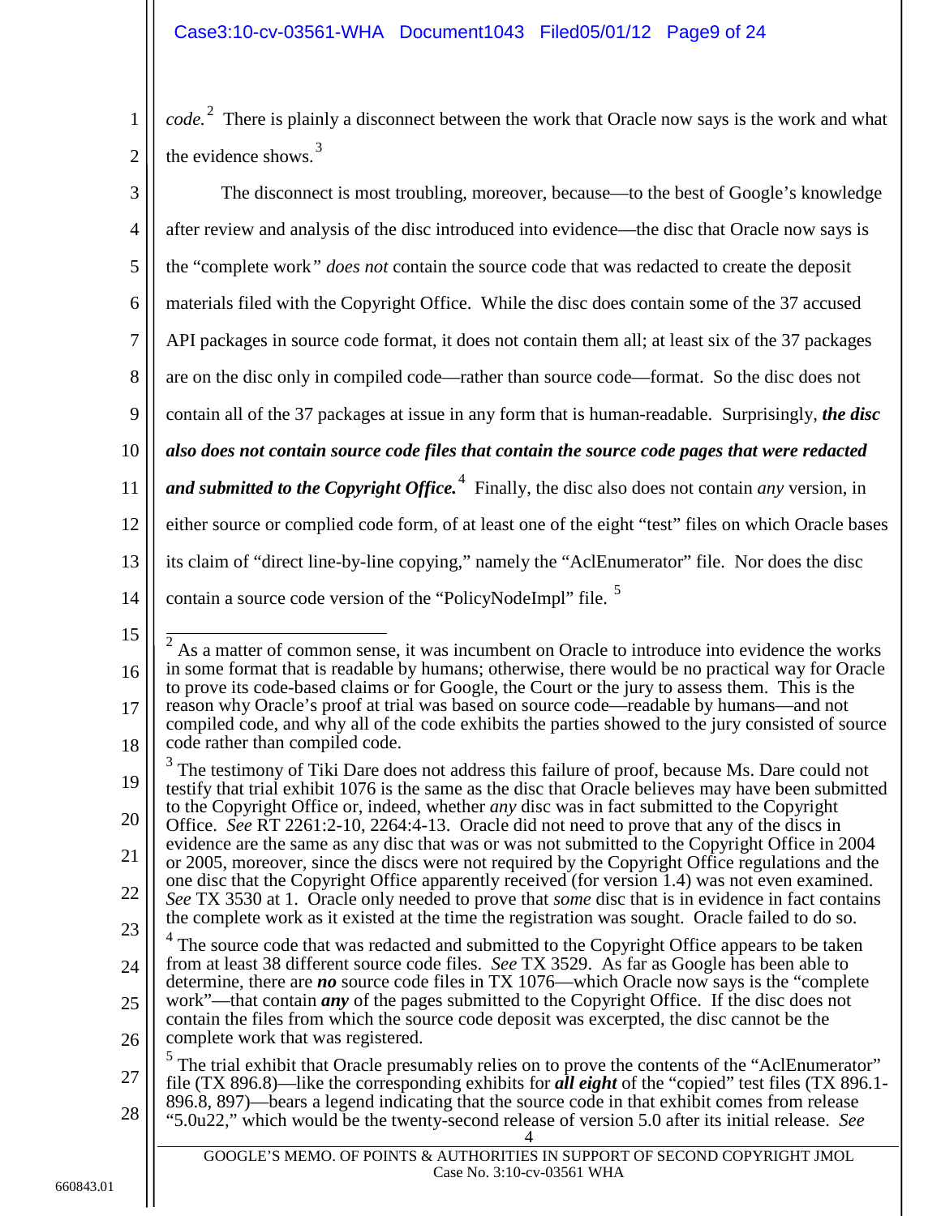*code.*[2] There is plainly a disconnect between the work that Oracle now says is the work and what the evidence shows.[3]

The disconnect is most troubling, moreover, because—to the best of Google's knowledge after review and analysis of the disc introduced into evidence—the disc that Oracle now says is the "complete work" *does not* contain the source code that was redacted to create the deposit materials filed with the Copyright Office. While the disc does contain some of the 37 accused API packages in source code format, it does not contain them all; at least six of the 37 packages are on the disc only in compiled code—rather than source code—format. So the disc does not contain all of the 37 packages at issue in any form that is human-readable. Surprisingly, ***the disc also does not contain source code files that contain the source code pages that were redacted and submitted to the Copyright Office.***[4] Finally, the disc also does not contain *any* version, in either source or complied code form, of at least one of the eight "test" files on which Oracle bases its claim of "direct line-by-line copying," namely the "AclEnumerator" file. Nor does the disc contain a source code version of the "PolicyNodeImpl" file. [5]

---

[2] As a matter of common sense, it was incumbent on Oracle to introduce into evidence the works in some format that is readable by humans; otherwise, there would be no practical way for Oracle to prove its code-based claims or for Google, the Court or the jury to assess them. This is the reason why Oracle's proof at trial was based on source code—readable by humans—and not compiled code, and why all of the code exhibits the parties showed to the jury consisted of source code rather than compiled code.

[3] The testimony of Tiki Dare does not address this failure of proof, because Ms. Dare could not testify that trial exhibit 1076 is the same as the disc that Oracle believes may have been submitted to the Copyright Office or, indeed, whether *any* disc was in fact submitted to the Copyright Office. *See* RT 2261:2-10, 2264:4-13. Oracle did not need to prove that any of the discs in evidence are the same as any disc that was or was not submitted to the Copyright Office in 2004 or 2005, moreover, since the discs were not required by the Copyright Office regulations and the one disc that the Copyright Office apparently received (for version 1.4) was not even examined. *See* TX 3530 at 1. Oracle only needed to prove that *some* disc that is in evidence in fact contains the complete work as it existed at the time the registration was sought. Oracle failed to do so.

[4] The source code that was redacted and submitted to the Copyright Office appears to be taken from at least 38 different source code files. *See* TX 3529. As far as Google has been able to determine, there are ***no*** source code files in TX 1076—which Oracle now says is the "complete work"—that contain ***any*** of the pages submitted to the Copyright Office. If the disc does not contain the files from which the source code deposit was excerpted, the disc cannot be the complete work that was registered.

[5] The trial exhibit that Oracle presumably relies on to prove the contents of the "AclEnumerator" file (TX 896.8)—like the corresponding exhibits for ***all eight*** of the "copied" test files (TX 896.1-896.8, 897)—bears a legend indicating that the source code in that exhibit comes from release "5.0u22," which would be the twenty-second release of version 5.0 after its initial release. *See*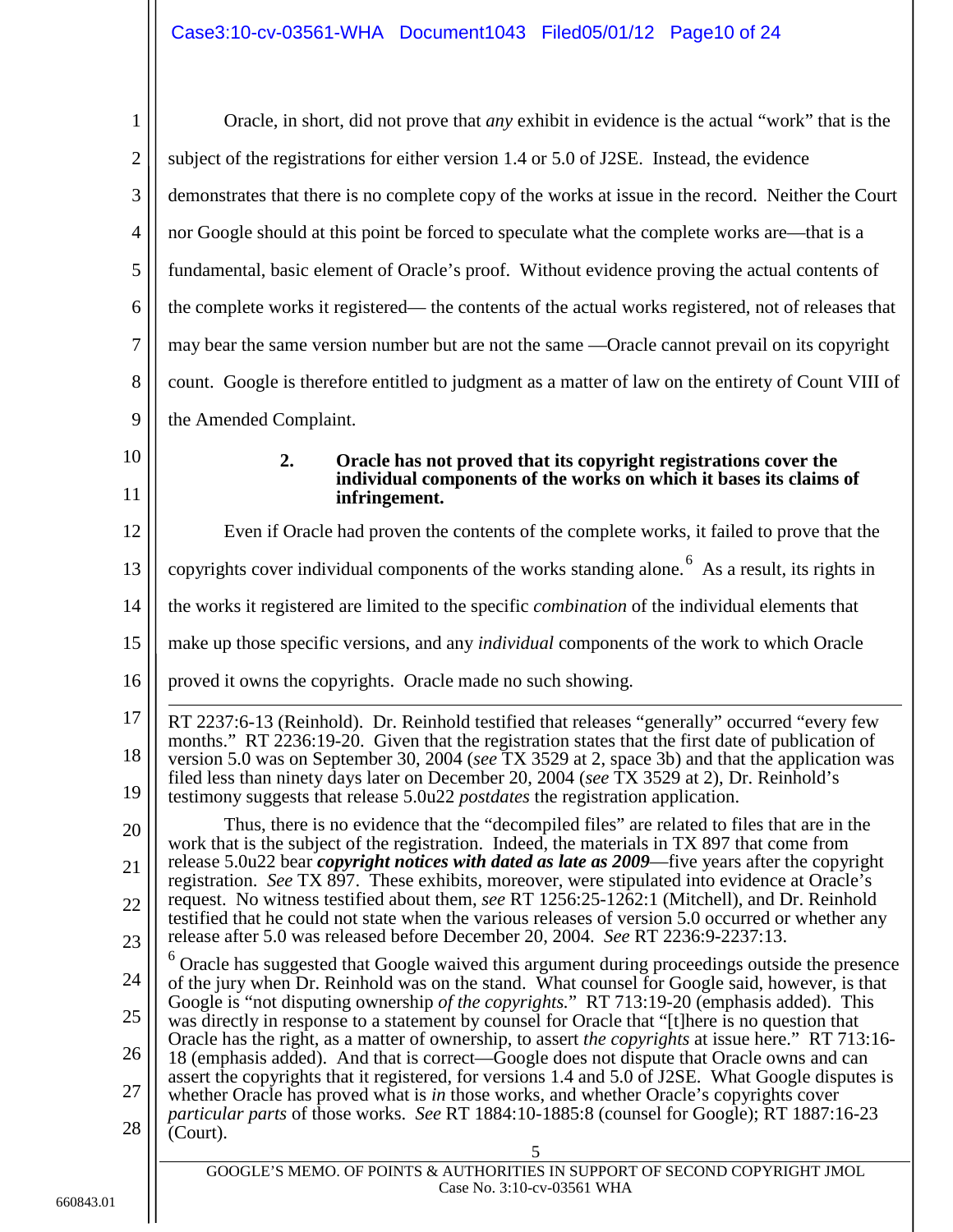Oracle, in short, did not prove that *any* exhibit in evidence is the actual “work” that is the subject of the registrations for either version 1.4 or 5.0 of J2SE. Instead, the evidence demonstrates that there is no complete copy of the works at issue in the record. Neither the Court nor Google should at this point be forced to speculate what the complete works are—that is a fundamental, basic element of Oracle’s proof. Without evidence proving the actual contents of the complete works it registered— the contents of the actual works registered, not of releases that may bear the same version number but are not the same —Oracle cannot prevail on its copyright count. Google is therefore entitled to judgment as a matter of law on the entirety of Count VIII of the Amended Complaint.

### 2. Oracle has not proved that its copyright registrations cover the individual components of the works on which it bases its claims of infringement.

Even if Oracle had proven the contents of the complete works, it failed to prove that the copyrights cover individual components of the works standing alone.[6] As a result, its rights in the works it registered are limited to the specific *combination* of the individual elements that make up those specific versions, and any *individual* components of the work to which Oracle proved it owns the copyrights. Oracle made no such showing.

---

RT 2237:6-13 (Reinhold). Dr. Reinhold testified that releases “generally” occurred “every few months.” RT 2236:19-20. Given that the registration states that the first date of publication of version 5.0 was on September 30, 2004 (*see* TX 3529 at 2, space 3b) and that the application was filed less than ninety days later on December 20, 2004 (*see* TX 3529 at 2), Dr. Reinhold’s testimony suggests that release 5.0u22 *postdates* the registration application.

Thus, there is no evidence that the “decompiled files” are related to files that are in the work that is the subject of the registration. Indeed, the materials in TX 897 that come from release 5.0u22 bear ***copyright notices with dated as late as 2009***—five years after the copyright registration. *See* TX 897. These exhibits, moreover, were stipulated into evidence at Oracle’s request. No witness testified about them, *see* RT 1256:25-1262:1 (Mitchell), and Dr. Reinhold testified that he could not state when the various releases of version 5.0 occurred or whether any release after 5.0 was released before December 20, 2004. *See* RT 2236:9-2237:13.

[6] Oracle has suggested that Google waived this argument during proceedings outside the presence of the jury when Dr. Reinhold was on the stand. What counsel for Google said, however, is that Google is “not disputing ownership *of the copyrights.*” RT 713:19-20 (emphasis added). This was directly in response to a statement by counsel for Oracle that “[t]here is no question that Oracle has the right, as a matter of ownership, to assert *the copyrights* at issue here.” RT 713:16-18 (emphasis added). And that is correct—Google does not dispute that Oracle owns and can assert the copyrights that it registered, for versions 1.4 and 5.0 of J2SE. What Google disputes is whether Oracle has proved what is *in* those works, and whether Oracle’s copyrights cover *particular parts* of those works. *See* RT 1884:10-1885:8 (counsel for Google); RT 1887:16-23 (Court).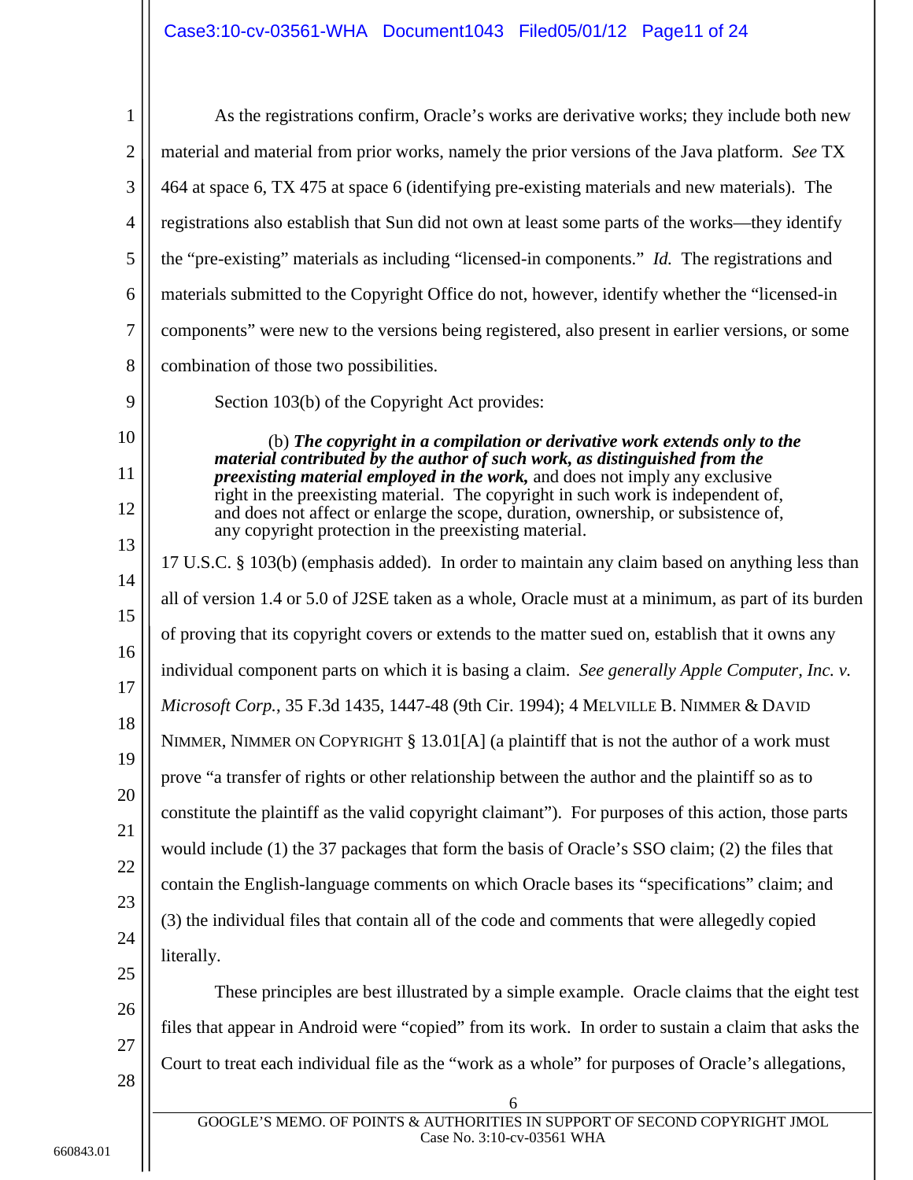As the registrations confirm, Oracle's works are derivative works; they include both new material and material from prior works, namely the prior versions of the Java platform. *See* TX 464 at space 6, TX 475 at space 6 (identifying pre-existing materials and new materials). The registrations also establish that Sun did not own at least some parts of the works—they identify the "pre-existing" materials as including "licensed-in components." *Id.* The registrations and materials submitted to the Copyright Office do not, however, identify whether the "licensed-in components" were new to the versions being registered, also present in earlier versions, or some combination of those two possibilities.

Section 103(b) of the Copyright Act provides:

> (b) ***The copyright in a compilation or derivative work extends only to the material contributed by the author of such work, as distinguished from the preexisting material employed in the work,*** and does not imply any exclusive right in the preexisting material. The copyright in such work is independent of, and does not affect or enlarge the scope, duration, ownership, or subsistence of, any copyright protection in the preexisting material.

17 U.S.C. § 103(b) (emphasis added). In order to maintain any claim based on anything less than all of version 1.4 or 5.0 of J2SE taken as a whole, Oracle must at a minimum, as part of its burden of proving that its copyright covers or extends to the matter sued on, establish that it owns any individual component parts on which it is basing a claim. *See generally Apple Computer, Inc. v. Microsoft Corp.*, 35 F.3d 1435, 1447-48 (9th Cir. 1994); 4 MELVILLE B. NIMMER & DAVID NIMMER, NIMMER ON COPYRIGHT § 13.01[A] (a plaintiff that is not the author of a work must prove "a transfer of rights or other relationship between the author and the plaintiff so as to constitute the plaintiff as the valid copyright claimant"). For purposes of this action, those parts would include (1) the 37 packages that form the basis of Oracle's SSO claim; (2) the files that contain the English-language comments on which Oracle bases its "specifications" claim; and (3) the individual files that contain all of the code and comments that were allegedly copied literally.

These principles are best illustrated by a simple example. Oracle claims that the eight test files that appear in Android were "copied" from its work. In order to sustain a claim that asks the Court to treat each individual file as the "work as a whole" for purposes of Oracle's allegations,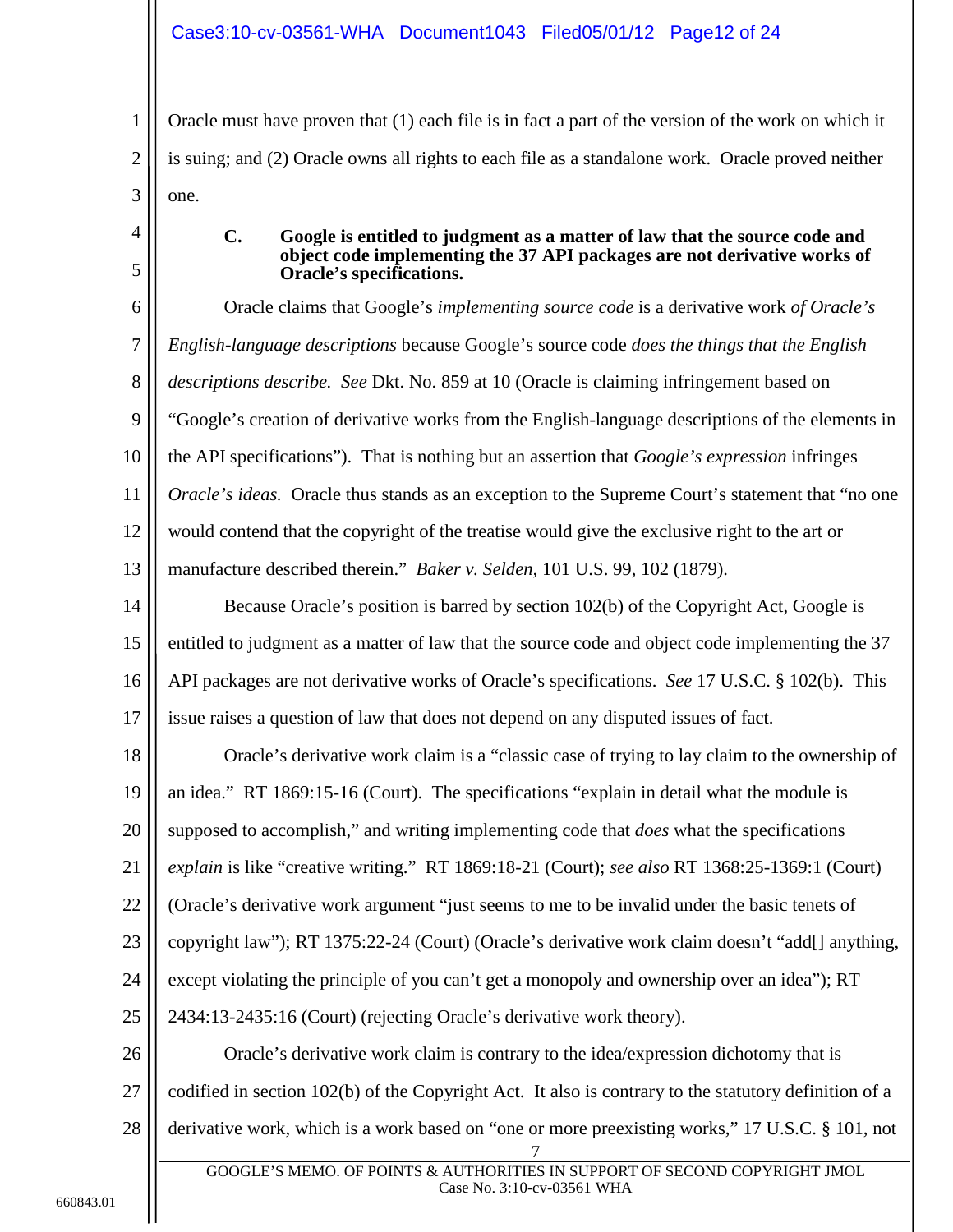Oracle must have proven that (1) each file is in fact a part of the version of the work on which it is suing; and (2) Oracle owns all rights to each file as a standalone work. Oracle proved neither one.

### C. Google is entitled to judgment as a matter of law that the source code and object code implementing the 37 API packages are not derivative works of Oracle's specifications.

Oracle claims that Google's *implementing source code* is a derivative work *of Oracle's English-language descriptions* because Google's source code *does the things that the English descriptions describe. See* Dkt. No. 859 at 10 (Oracle is claiming infringement based on "Google's creation of derivative works from the English-language descriptions of the elements in the API specifications"). That is nothing but an assertion that *Google's expression* infringes *Oracle's ideas.* Oracle thus stands as an exception to the Supreme Court's statement that "no one would contend that the copyright of the treatise would give the exclusive right to the art or manufacture described therein." *Baker v. Selden,* 101 U.S. 99, 102 (1879).

Because Oracle's position is barred by section 102(b) of the Copyright Act, Google is entitled to judgment as a matter of law that the source code and object code implementing the 37 API packages are not derivative works of Oracle's specifications. *See* 17 U.S.C. § 102(b). This issue raises a question of law that does not depend on any disputed issues of fact.

Oracle's derivative work claim is a "classic case of trying to lay claim to the ownership of an idea." RT 1869:15-16 (Court). The specifications "explain in detail what the module is supposed to accomplish," and writing implementing code that *does* what the specifications *explain* is like "creative writing." RT 1869:18-21 (Court); *see also* RT 1368:25-1369:1 (Court) (Oracle's derivative work argument "just seems to me to be invalid under the basic tenets of copyright law"); RT 1375:22-24 (Court) (Oracle's derivative work claim doesn't "add[] anything, except violating the principle of you can't get a monopoly and ownership over an idea"); RT 2434:13-2435:16 (Court) (rejecting Oracle's derivative work theory).

Oracle's derivative work claim is contrary to the idea/expression dichotomy that is codified in section 102(b) of the Copyright Act. It also is contrary to the statutory definition of a derivative work, which is a work based on "one or more preexisting works," 17 U.S.C. § 101, not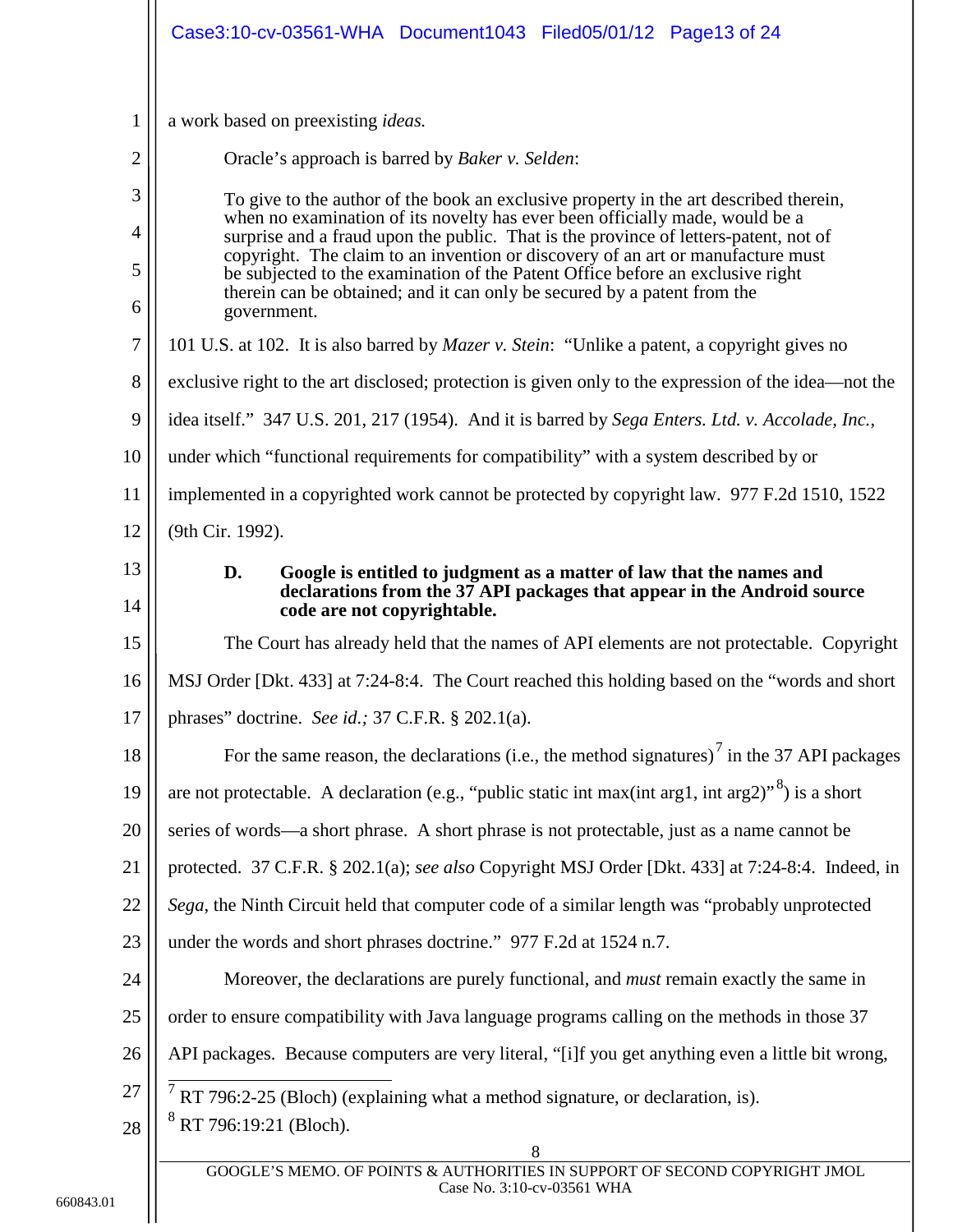a work based on preexisting *ideas.*

Oracle's approach is barred by *Baker v. Selden*:

> To give to the author of the book an exclusive property in the art described therein, when no examination of its novelty has ever been officially made, would be a surprise and a fraud upon the public. That is the province of letters-patent, not of copyright. The claim to an invention or discovery of an art or manufacture must be subjected to the examination of the Patent Office before an exclusive right therein can be obtained; and it can only be secured by a patent from the government.

101 U.S. at 102. It is also barred by *Mazer v. Stein*: "Unlike a patent, a copyright gives no exclusive right to the art disclosed; protection is given only to the expression of the idea—not the idea itself." 347 U.S. 201, 217 (1954). And it is barred by *Sega Enters. Ltd. v. Accolade, Inc.*, under which "functional requirements for compatibility" with a system described by or implemented in a copyrighted work cannot be protected by copyright law. 977 F.2d 1510, 1522 (9th Cir. 1992).

### D. Google is entitled to judgment as a matter of law that the names and declarations from the 37 API packages that appear in the Android source code are not copyrightable.

The Court has already held that the names of API elements are not protectable. Copyright MSJ Order [Dkt. 433] at 7:24-8:4. The Court reached this holding based on the "words and short phrases" doctrine. *See id.;* 37 C.F.R. § 202.1(a).

For the same reason, the declarations (i.e., the method signatures)[7] in the 37 API packages are not protectable. A declaration (e.g., "public static int max(int arg1, int arg2)"[8]) is a short series of words—a short phrase. A short phrase is not protectable, just as a name cannot be protected. 37 C.F.R. § 202.1(a); *see also* Copyright MSJ Order [Dkt. 433] at 7:24-8:4. Indeed, in *Sega*, the Ninth Circuit held that computer code of a similar length was "probably unprotected under the words and short phrases doctrine." 977 F.2d at 1524 n.7.

Moreover, the declarations are purely functional, and *must* remain exactly the same in order to ensure compatibility with Java language programs calling on the methods in those 37 API packages. Because computers are very literal, "[i]f you get anything even a little bit wrong,

---

[7] RT 796:2-25 (Bloch) (explaining what a method signature, or declaration, is).

[8] RT 796:19:21 (Bloch).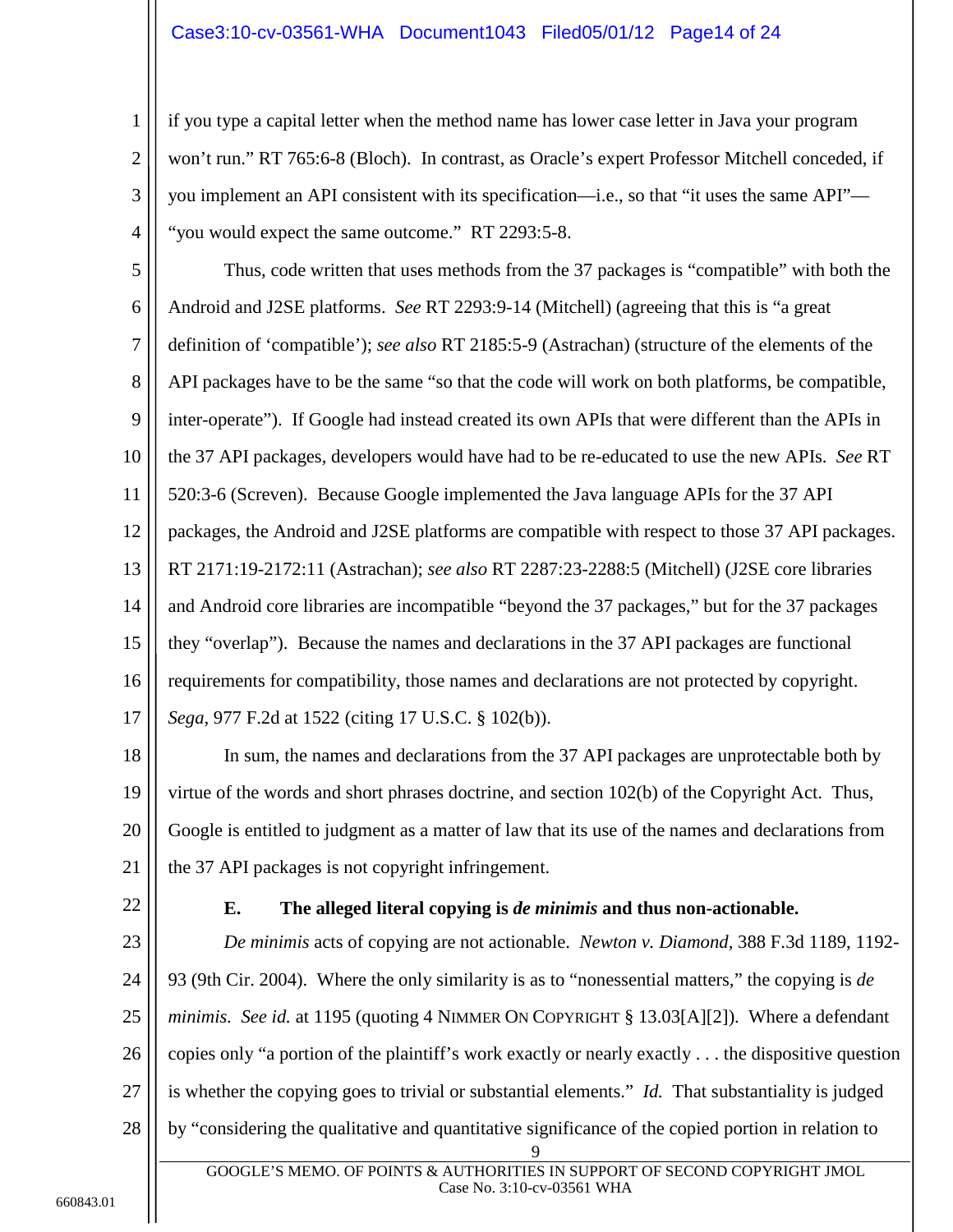if you type a capital letter when the method name has lower case letter in Java your program won't run." RT 765:6-8 (Bloch). In contrast, as Oracle's expert Professor Mitchell conceded, if you implement an API consistent with its specification—i.e., so that "it uses the same API"—"you would expect the same outcome." RT 2293:5-8.

Thus, code written that uses methods from the 37 packages is "compatible" with both the Android and J2SE platforms. *See* RT 2293:9-14 (Mitchell) (agreeing that this is "a great definition of 'compatible'); *see also* RT 2185:5-9 (Astrachan) (structure of the elements of the API packages have to be the same "so that the code will work on both platforms, be compatible, inter-operate"). If Google had instead created its own APIs that were different than the APIs in the 37 API packages, developers would have had to be re-educated to use the new APIs. *See* RT 520:3-6 (Screven). Because Google implemented the Java language APIs for the 37 API packages, the Android and J2SE platforms are compatible with respect to those 37 API packages. RT 2171:19-2172:11 (Astrachan); *see also* RT 2287:23-2288:5 (Mitchell) (J2SE core libraries and Android core libraries are incompatible "beyond the 37 packages," but for the 37 packages they "overlap"). Because the names and declarations in the 37 API packages are functional requirements for compatibility, those names and declarations are not protected by copyright. *Sega,* 977 F.2d at 1522 (citing 17 U.S.C. § 102(b)).

In sum, the names and declarations from the 37 API packages are unprotectable both by virtue of the words and short phrases doctrine, and section 102(b) of the Copyright Act. Thus, Google is entitled to judgment as a matter of law that its use of the names and declarations from the 37 API packages is not copyright infringement.

### E. The alleged literal copying is *de minimis* and thus non-actionable.

*De minimis* acts of copying are not actionable. *Newton v. Diamond,* 388 F.3d 1189, 1192-93 (9th Cir. 2004). Where the only similarity is as to "nonessential matters," the copying is *de minimis. See id.* at 1195 (quoting 4 NIMMER ON COPYRIGHT § 13.03[A][2]). Where a defendant copies only "a portion of the plaintiff's work exactly or nearly exactly . . . the dispositive question is whether the copying goes to trivial or substantial elements." *Id.* That substantiality is judged by "considering the qualitative and quantitative significance of the copied portion in relation to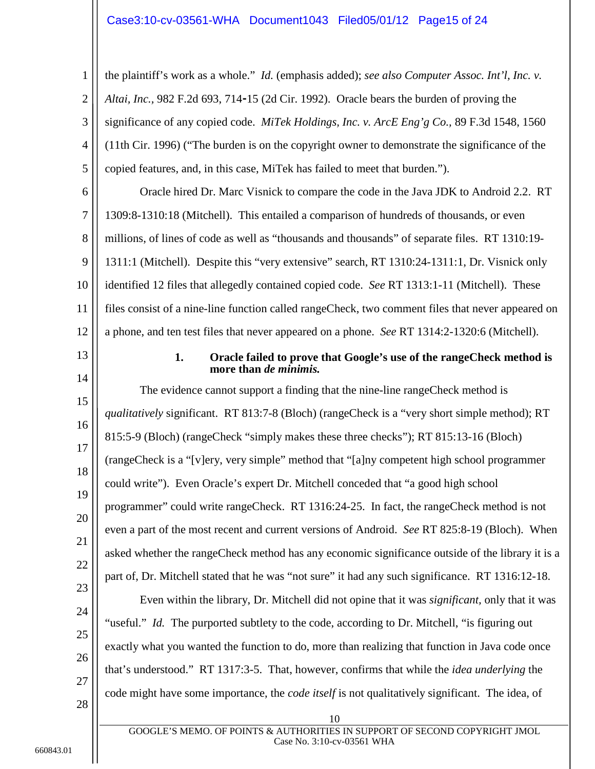the plaintiff's work as a whole." *Id.* (emphasis added); *see also Computer Assoc. Int'l, Inc. v. Altai, Inc.*, 982 F.2d 693, 714-15 (2d Cir. 1992). Oracle bears the burden of proving the significance of any copied code. *MiTek Holdings, Inc. v. ArcE Eng'g Co.,* 89 F.3d 1548, 1560 (11th Cir. 1996) ("The burden is on the copyright owner to demonstrate the significance of the copied features, and, in this case, MiTek has failed to meet that burden.").

Oracle hired Dr. Marc Visnick to compare the code in the Java JDK to Android 2.2. RT 1309:8-1310:18 (Mitchell). This entailed a comparison of hundreds of thousands, or even millions, of lines of code as well as "thousands and thousands" of separate files. RT 1310:19-1311:1 (Mitchell). Despite this "very extensive" search, RT 1310:24-1311:1, Dr. Visnick only identified 12 files that allegedly contained copied code. *See* RT 1313:1-11 (Mitchell). These files consist of a nine-line function called rangeCheck, two comment files that never appeared on a phone, and ten test files that never appeared on a phone. *See* RT 1314:2-1320:6 (Mitchell).

### 1. Oracle failed to prove that Google's use of the rangeCheck method is more than *de minimis.*

The evidence cannot support a finding that the nine-line rangeCheck method is *qualitatively* significant. RT 813:7-8 (Bloch) (rangeCheck is a "very short simple method); RT 815:5-9 (Bloch) (rangeCheck "simply makes these three checks"); RT 815:13-16 (Bloch) (rangeCheck is a "[v]ery, very simple" method that "[a]ny competent high school programmer could write"). Even Oracle's expert Dr. Mitchell conceded that "a good high school programmer" could write rangeCheck. RT 1316:24-25. In fact, the rangeCheck method is not even a part of the most recent and current versions of Android. *See* RT 825:8-19 (Bloch). When asked whether the rangeCheck method has any economic significance outside of the library it is a part of, Dr. Mitchell stated that he was "not sure" it had any such significance. RT 1316:12-18.

Even within the library, Dr. Mitchell did not opine that it was *significant*, only that it was "useful." *Id.* The purported subtlety to the code, according to Dr. Mitchell, "is figuring out exactly what you wanted the function to do, more than realizing that function in Java code once that's understood." RT 1317:3-5. That, however, confirms that while the *idea underlying* the code might have some importance, the *code itself* is not qualitatively significant. The idea, of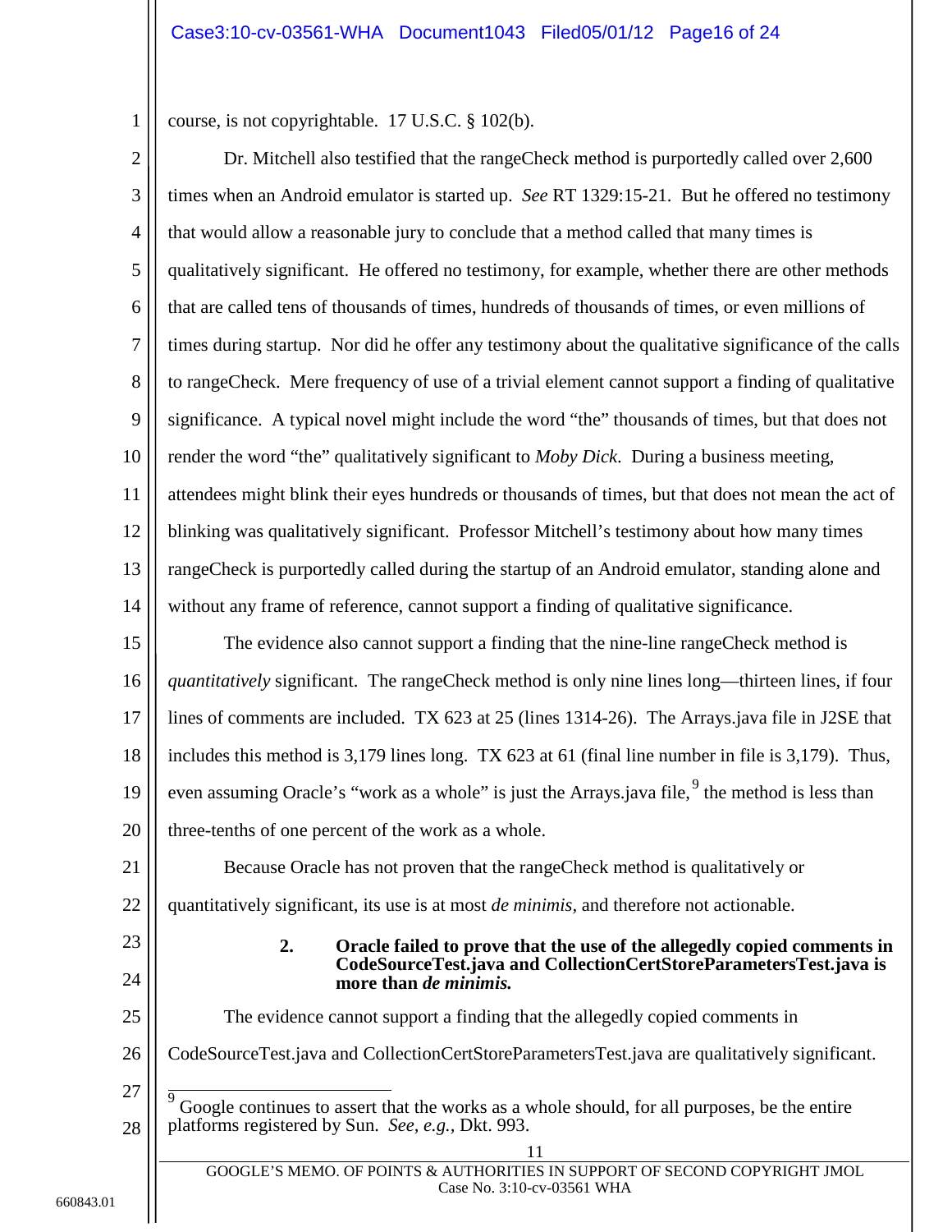course, is not copyrightable. 17 U.S.C. § 102(b).

Dr. Mitchell also testified that the rangeCheck method is purportedly called over 2,600 times when an Android emulator is started up. *See* RT 1329:15-21. But he offered no testimony that would allow a reasonable jury to conclude that a method called that many times is qualitatively significant. He offered no testimony, for example, whether there are other methods that are called tens of thousands of times, hundreds of thousands of times, or even millions of times during startup. Nor did he offer any testimony about the qualitative significance of the calls to rangeCheck. Mere frequency of use of a trivial element cannot support a finding of qualitative significance. A typical novel might include the word "the" thousands of times, but that does not render the word "the" qualitatively significant to *Moby Dick*. During a business meeting, attendees might blink their eyes hundreds or thousands of times, but that does not mean the act of blinking was qualitatively significant. Professor Mitchell's testimony about how many times rangeCheck is purportedly called during the startup of an Android emulator, standing alone and without any frame of reference, cannot support a finding of qualitative significance.

The evidence also cannot support a finding that the nine-line rangeCheck method is *quantitatively* significant. The rangeCheck method is only nine lines long—thirteen lines, if four lines of comments are included. TX 623 at 25 (lines 1314-26). The Arrays.java file in J2SE that includes this method is 3,179 lines long. TX 623 at 61 (final line number in file is 3,179). Thus, even assuming Oracle's "work as a whole" is just the Arrays.java file,[9] the method is less than three-tenths of one percent of the work as a whole.

Because Oracle has not proven that the rangeCheck method is qualitatively or quantitatively significant, its use is at most *de minimis,* and therefore not actionable.

### 2. Oracle failed to prove that the use of the allegedly copied comments in CodeSourceTest.java and CollectionCertStoreParametersTest.java is more than *de minimis.*

The evidence cannot support a finding that the allegedly copied comments in CodeSourceTest.java and CollectionCertStoreParametersTest.java are qualitatively significant.

[9] Google continues to assert that the works as a whole should, for all purposes, be the entire platforms registered by Sun. *See, e.g.,* Dkt. 993.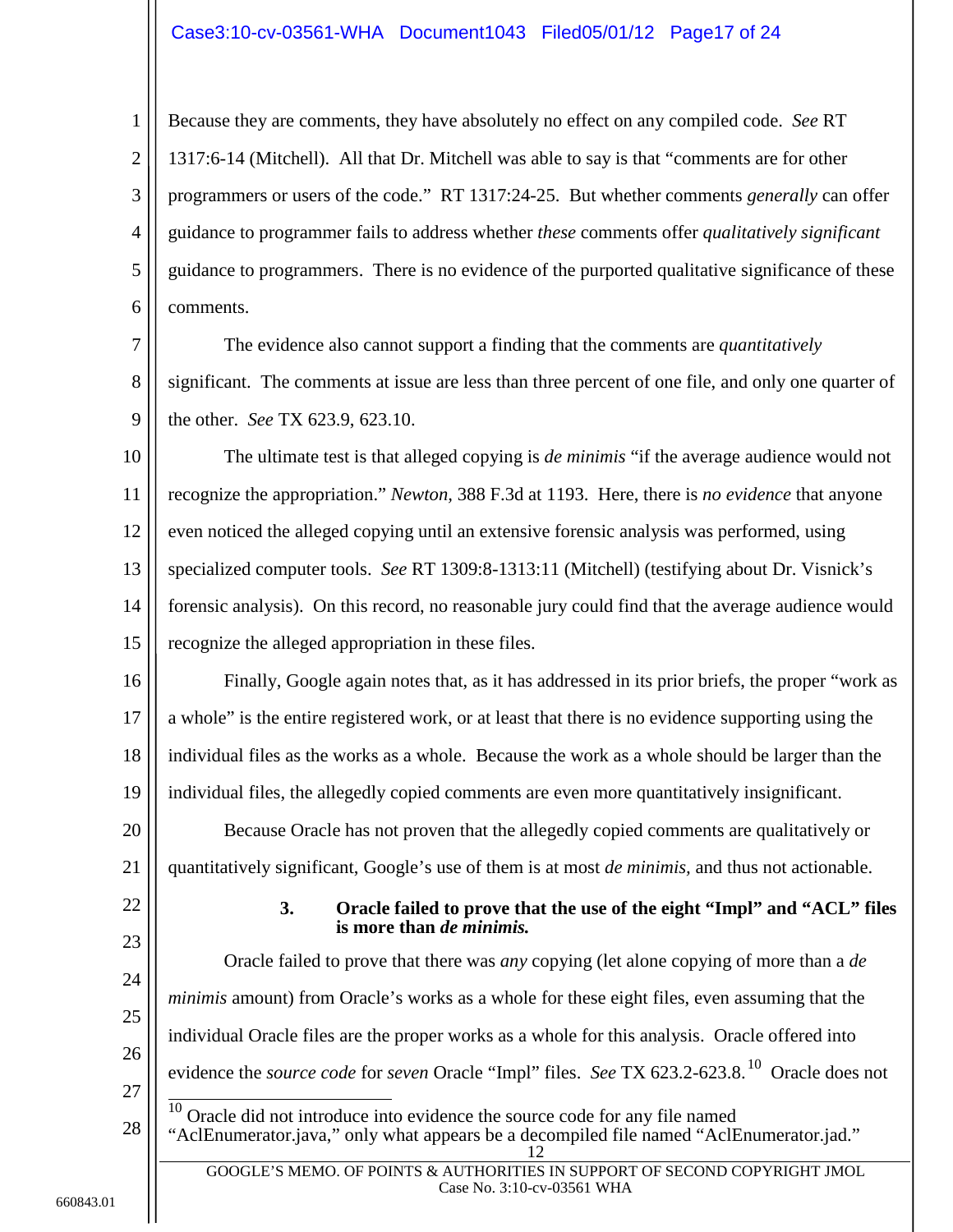Because they are comments, they have absolutely no effect on any compiled code. *See* RT 1317:6-14 (Mitchell). All that Dr. Mitchell was able to say is that "comments are for other programmers or users of the code." RT 1317:24-25. But whether comments *generally* can offer guidance to programmer fails to address whether *these* comments offer *qualitatively significant* guidance to programmers. There is no evidence of the purported qualitative significance of these comments.

The evidence also cannot support a finding that the comments are *quantitatively* significant. The comments at issue are less than three percent of one file, and only one quarter of the other. *See* TX 623.9, 623.10.

The ultimate test is that alleged copying is *de minimis* "if the average audience would not recognize the appropriation." *Newton*, 388 F.3d at 1193. Here, there is *no evidence* that anyone even noticed the alleged copying until an extensive forensic analysis was performed, using specialized computer tools. *See* RT 1309:8-1313:11 (Mitchell) (testifying about Dr. Visnick's forensic analysis). On this record, no reasonable jury could find that the average audience would recognize the alleged appropriation in these files.

Finally, Google again notes that, as it has addressed in its prior briefs, the proper "work as a whole" is the entire registered work, or at least that there is no evidence supporting using the individual files as the works as a whole. Because the work as a whole should be larger than the individual files, the allegedly copied comments are even more quantitatively insignificant.

Because Oracle has not proven that the allegedly copied comments are qualitatively or quantitatively significant, Google's use of them is at most *de minimis,* and thus not actionable.

### 3. Oracle failed to prove that the use of the eight "Impl" and "ACL" files is more than *de minimis.*

Oracle failed to prove that there was *any* copying (let alone copying of more than a *de minimis* amount) from Oracle's works as a whole for these eight files, even assuming that the individual Oracle files are the proper works as a whole for this analysis. Oracle offered into evidence the *source code* for *seven* Oracle "Impl" files. *See* TX 623.2-623.8.[10] Oracle does not

---

[10] Oracle did not introduce into evidence the source code for any file named "AclEnumerator.java," only what appears be a decompiled file named "AclEnumerator.jad."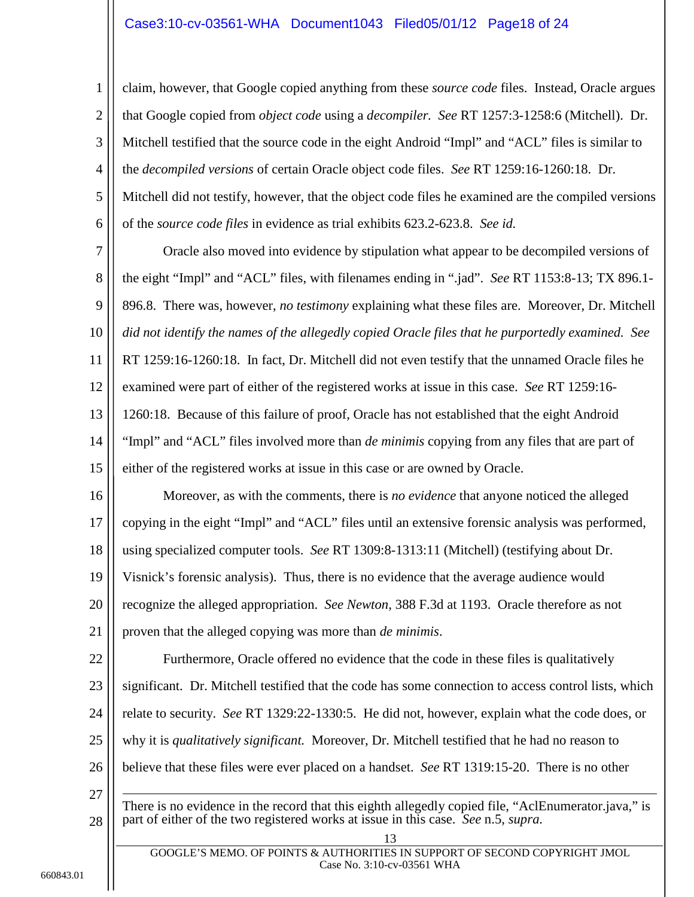claim, however, that Google copied anything from these *source code* files. Instead, Oracle argues that Google copied from *object code* using a *decompiler. See* RT 1257:3-1258:6 (Mitchell). Dr. Mitchell testified that the source code in the eight Android "Impl" and "ACL" files is similar to the *decompiled versions* of certain Oracle object code files. *See* RT 1259:16-1260:18. Dr. Mitchell did not testify, however, that the object code files he examined are the compiled versions of the *source code files* in evidence as trial exhibits 623.2-623.8. *See id.*

Oracle also moved into evidence by stipulation what appear to be decompiled versions of the eight "Impl" and "ACL" files, with filenames ending in ".jad". *See* RT 1153:8-13; TX 896.1-896.8. There was, however, *no testimony* explaining what these files are. Moreover, Dr. Mitchell *did not identify the names of the allegedly copied Oracle files that he purportedly examined. See* RT 1259:16-1260:18. In fact, Dr. Mitchell did not even testify that the unnamed Oracle files he examined were part of either of the registered works at issue in this case. *See* RT 1259:16-1260:18. Because of this failure of proof, Oracle has not established that the eight Android "Impl" and "ACL" files involved more than *de minimis* copying from any files that are part of either of the registered works at issue in this case or are owned by Oracle.

Moreover, as with the comments, there is *no evidence* that anyone noticed the alleged copying in the eight "Impl" and "ACL" files until an extensive forensic analysis was performed, using specialized computer tools. *See* RT 1309:8-1313:11 (Mitchell) (testifying about Dr. Visnick's forensic analysis). Thus, there is no evidence that the average audience would recognize the alleged appropriation. *See Newton,* 388 F.3d at 1193. Oracle therefore as not proven that the alleged copying was more than *de minimis*.

Furthermore, Oracle offered no evidence that the code in these files is qualitatively significant. Dr. Mitchell testified that the code has some connection to access control lists, which relate to security. *See* RT 1329:22-1330:5. He did not, however, explain what the code does, or why it is *qualitatively significant.* Moreover, Dr. Mitchell testified that he had no reason to believe that these files were ever placed on a handset. *See* RT 1319:15-20. There is no other

---

There is no evidence in the record that this eighth allegedly copied file, "AclEnumerator.java," is part of either of the two registered works at issue in this case. *See* n.5, *supra.*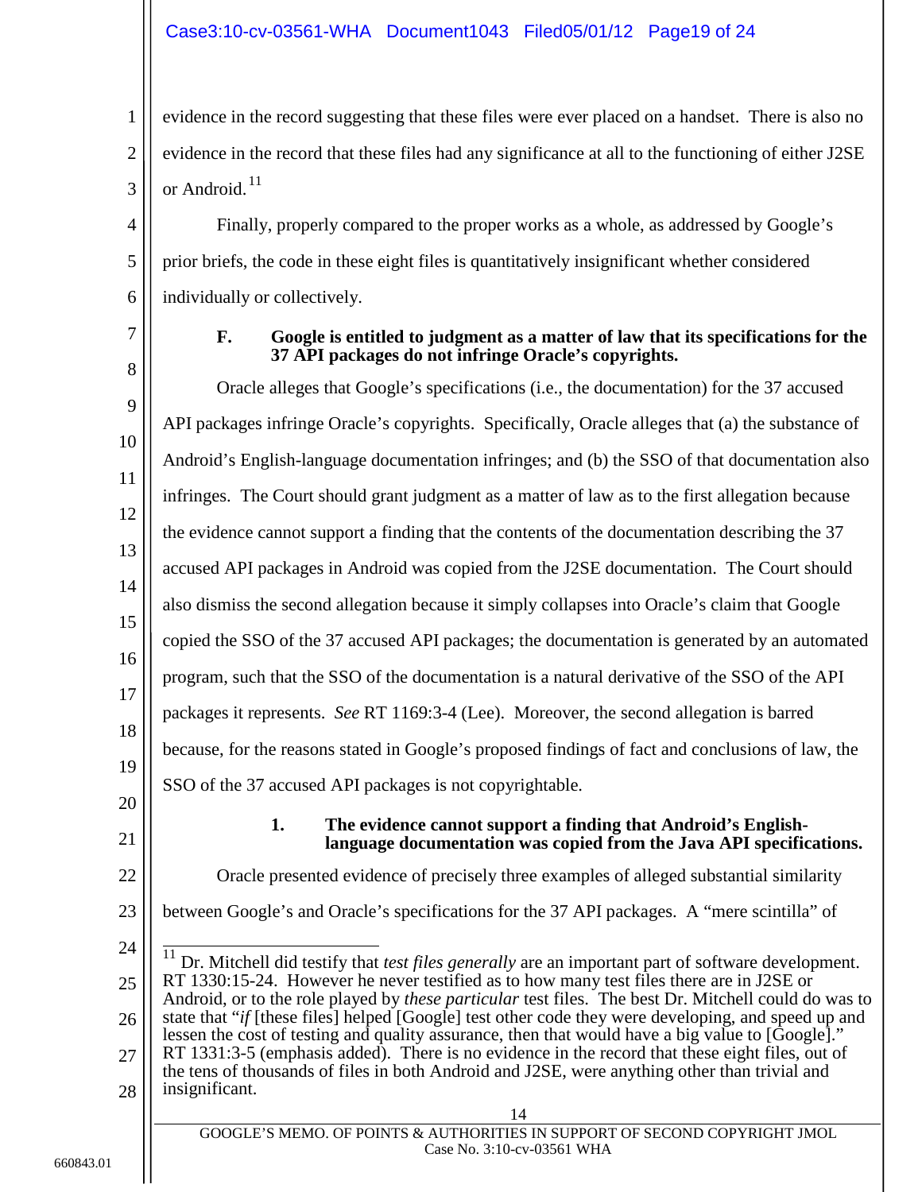evidence in the record suggesting that these files were ever placed on a handset. There is also no evidence in the record that these files had any significance at all to the functioning of either J2SE or Android.[11]

Finally, properly compared to the proper works as a whole, as addressed by Google's prior briefs, the code in these eight files is quantitatively insignificant whether considered individually or collectively.

### F. Google is entitled to judgment as a matter of law that its specifications for the 37 API packages do not infringe Oracle's copyrights.

Oracle alleges that Google's specifications (i.e., the documentation) for the 37 accused API packages infringe Oracle's copyrights. Specifically, Oracle alleges that (a) the substance of Android's English-language documentation infringes; and (b) the SSO of that documentation also infringes. The Court should grant judgment as a matter of law as to the first allegation because the evidence cannot support a finding that the contents of the documentation describing the 37 accused API packages in Android was copied from the J2SE documentation. The Court should also dismiss the second allegation because it simply collapses into Oracle's claim that Google copied the SSO of the 37 accused API packages; the documentation is generated by an automated program, such that the SSO of the documentation is a natural derivative of the SSO of the API packages it represents. *See* RT 1169:3-4 (Lee). Moreover, the second allegation is barred because, for the reasons stated in Google's proposed findings of fact and conclusions of law, the SSO of the 37 accused API packages is not copyrightable.

#### 1. The evidence cannot support a finding that Android's English-language documentation was copied from the Java API specifications.

Oracle presented evidence of precisely three examples of alleged substantial similarity between Google's and Oracle's specifications for the 37 API packages. A "mere scintilla" of

---

[11] Dr. Mitchell did testify that *test files generally* are an important part of software development. RT 1330:15-24. However he never testified as to how many test files there are in J2SE or Android, or to the role played by *these particular* test files. The best Dr. Mitchell could do was to state that "*if* [these files] helped [Google] test other code they were developing, and speed up and lessen the cost of testing and quality assurance, then that would have a big value to [Google]." RT 1331:3-5 (emphasis added). There is no evidence in the record that these eight files, out of the tens of thousands of files in both Android and J2SE, were anything other than trivial and insignificant.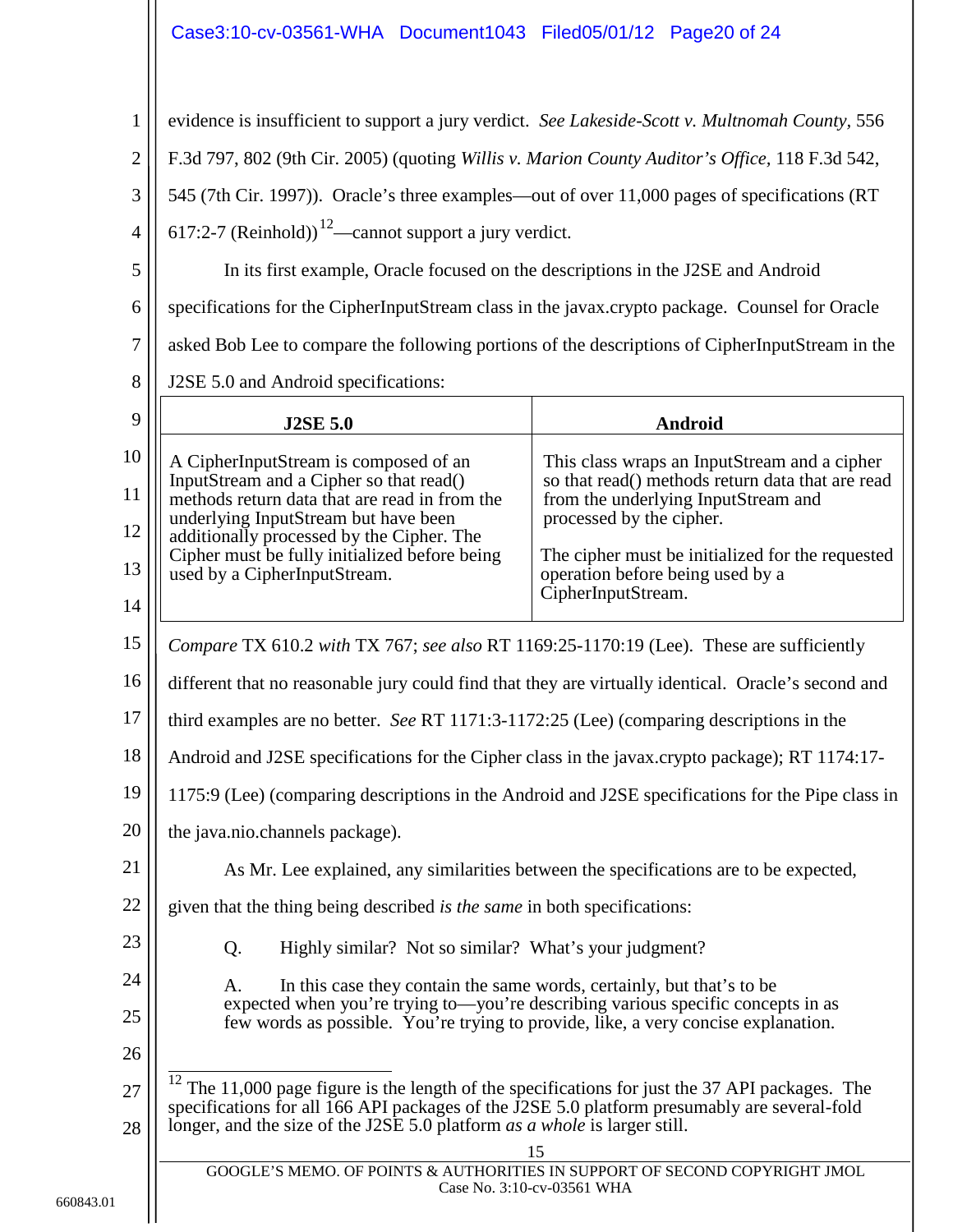evidence is insufficient to support a jury verdict. *See Lakeside-Scott v. Multnomah County*, 556 F.3d 797, 802 (9th Cir. 2005) (quoting *Willis v. Marion County Auditor's Office*, 118 F.3d 542, 545 (7th Cir. 1997)). Oracle's three examples—out of over 11,000 pages of specifications (RT 617:2-7 (Reinhold))[12]—cannot support a jury verdict.

In its first example, Oracle focused on the descriptions in the J2SE and Android specifications for the CipherInputStream class in the javax.crypto package. Counsel for Oracle asked Bob Lee to compare the following portions of the descriptions of CipherInputStream in the J2SE 5.0 and Android specifications:

| **J2SE 5.0** | **Android** |
|---|---|
| A CipherInputStream is composed of an InputStream and a Cipher so that read() methods return data that are read in from the underlying InputStream but have been additionally processed by the Cipher. The Cipher must be fully initialized before being used by a CipherInputStream. | This class wraps an InputStream and a cipher so that read() methods return data that are read from the underlying InputStream and processed by the cipher. <br><br> The cipher must be initialized for the requested operation before being used by a CipherInputStream. |

*Compare* TX 610.2 *with* TX 767; *see also* RT 1169:25-1170:19 (Lee). These are sufficiently different that no reasonable jury could find that they are virtually identical. Oracle's second and third examples are no better. *See* RT 1171:3-1172:25 (Lee) (comparing descriptions in the Android and J2SE specifications for the Cipher class in the javax.crypto package); RT 1174:17-1175:9 (Lee) (comparing descriptions in the Android and J2SE specifications for the Pipe class in the java.nio.channels package).

As Mr. Lee explained, any similarities between the specifications are to be expected, given that the thing being described *is the same* in both specifications:

> Q. Highly similar? Not so similar? What's your judgment?
>
> A. In this case they contain the same words, certainly, but that's to be expected when you're trying to—you're describing various specific concepts in as few words as possible. You're trying to provide, like, a very concise explanation.

---

[12] The 11,000 page figure is the length of the specifications for just the 37 API packages. The specifications for all 166 API packages of the J2SE 5.0 platform presumably are several-fold longer, and the size of the J2SE 5.0 platform *as a whole* is larger still.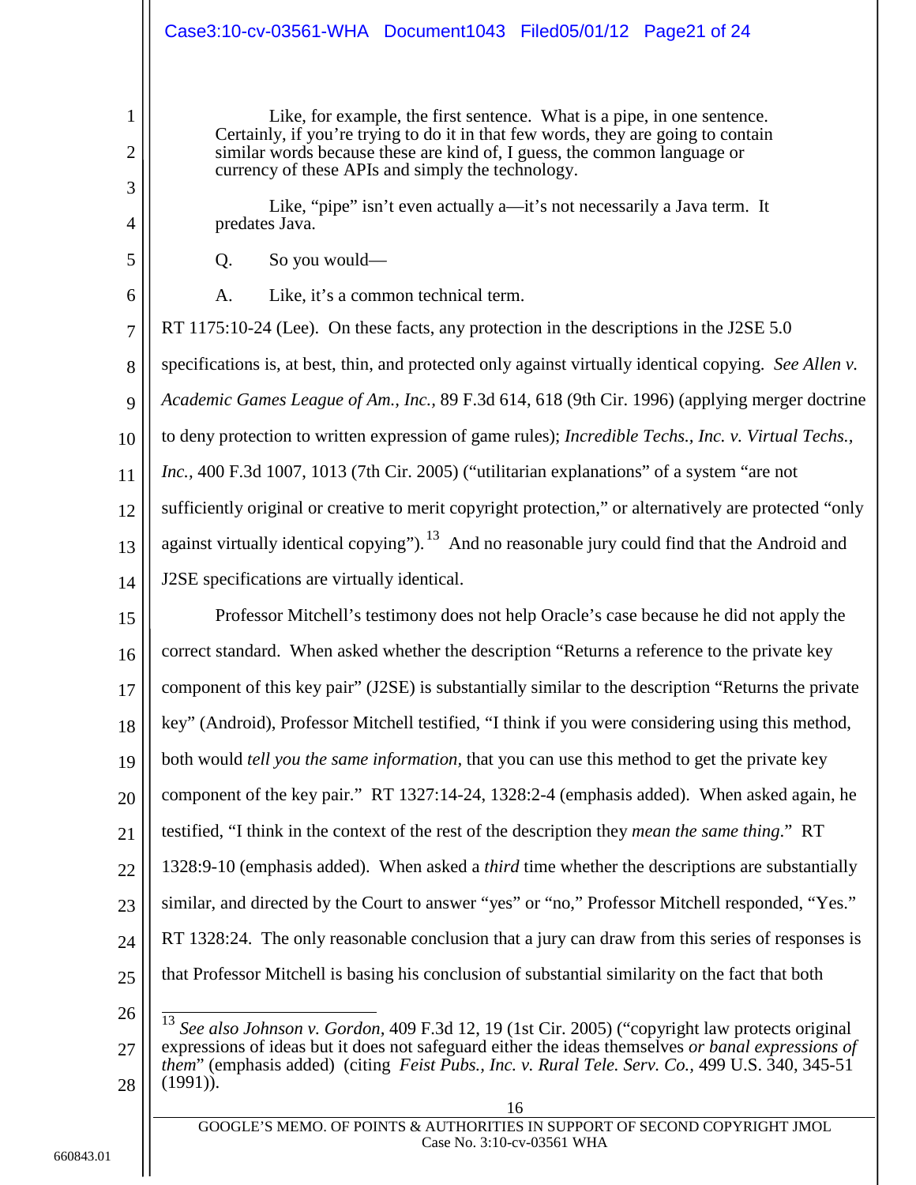> Like, for example, the first sentence. What is a pipe, in one sentence. Certainly, if you're trying to do it in that few words, they are going to contain similar words because these are kind of, I guess, the common language or currency of these APIs and simply the technology.
>
> Like, "pipe" isn't even actually a—it's not necessarily a Java term. It predates Java.
>
> Q. So you would—
>
> A. Like, it's a common technical term.

RT 1175:10-24 (Lee). On these facts, any protection in the descriptions in the J2SE 5.0 specifications is, at best, thin, and protected only against virtually identical copying. *See Allen v. Academic Games League of Am., Inc.*, 89 F.3d 614, 618 (9th Cir. 1996) (applying merger doctrine to deny protection to written expression of game rules); *Incredible Techs., Inc. v. Virtual Techs., Inc.*, 400 F.3d 1007, 1013 (7th Cir. 2005) ("utilitarian explanations" of a system "are not sufficiently original or creative to merit copyright protection," or alternatively are protected "only against virtually identical copying").[13] And no reasonable jury could find that the Android and J2SE specifications are virtually identical.

Professor Mitchell's testimony does not help Oracle's case because he did not apply the correct standard. When asked whether the description "Returns a reference to the private key component of this key pair" (J2SE) is substantially similar to the description "Returns the private key" (Android), Professor Mitchell testified, "I think if you were considering using this method, both would *tell you the same information*, that you can use this method to get the private key component of the key pair." RT 1327:14-24, 1328:2-4 (emphasis added). When asked again, he testified, "I think in the context of the rest of the description they *mean the same thing*." RT 1328:9-10 (emphasis added). When asked a *third* time whether the descriptions are substantially similar, and directed by the Court to answer "yes" or "no," Professor Mitchell responded, "Yes." RT 1328:24. The only reasonable conclusion that a jury can draw from this series of responses is that Professor Mitchell is basing his conclusion of substantial similarity on the fact that both

---

[13] *See also Johnson v. Gordon*, 409 F.3d 12, 19 (1st Cir. 2005) ("copyright law protects original expressions of ideas but it does not safeguard either the ideas themselves *or banal expressions of them*" (emphasis added) (citing *Feist Pubs., Inc. v. Rural Tele. Serv. Co.*, 499 U.S. 340, 345-51 (1991)).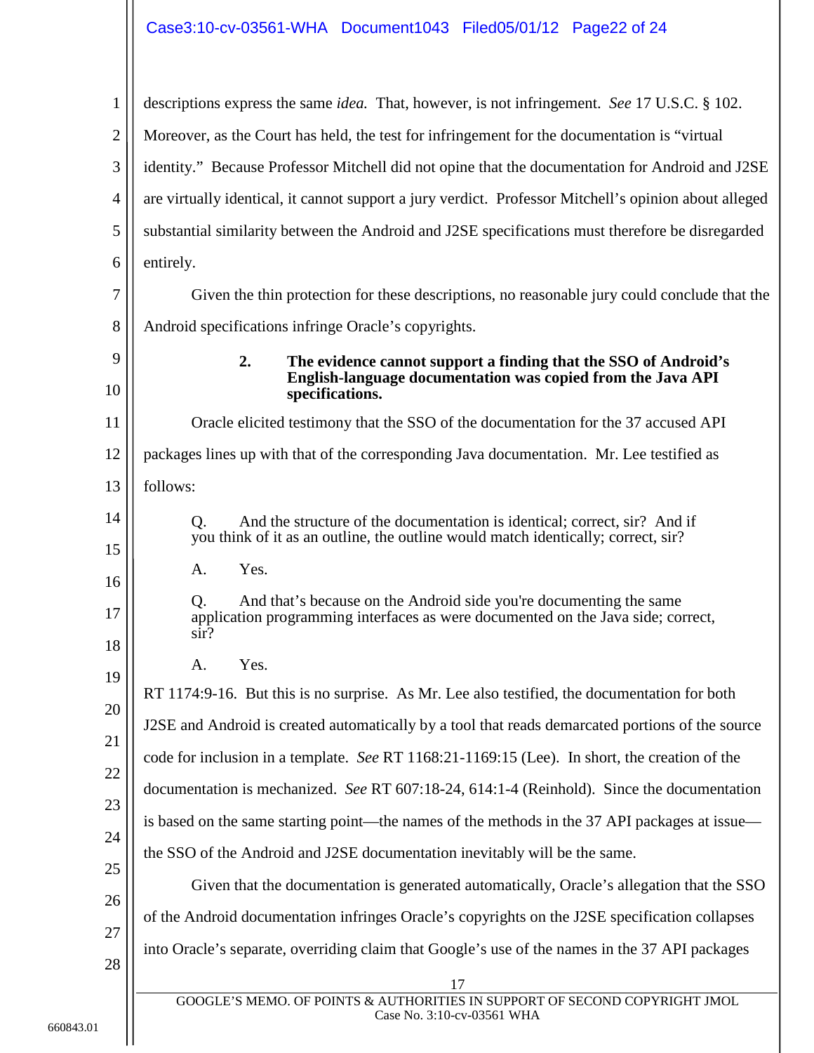descriptions express the same *idea.* That, however, is not infringement. *See* 17 U.S.C. § 102. Moreover, as the Court has held, the test for infringement for the documentation is "virtual identity." Because Professor Mitchell did not opine that the documentation for Android and J2SE are virtually identical, it cannot support a jury verdict. Professor Mitchell's opinion about alleged substantial similarity between the Android and J2SE specifications must therefore be disregarded entirely.

Given the thin protection for these descriptions, no reasonable jury could conclude that the Android specifications infringe Oracle's copyrights.

### 2. The evidence cannot support a finding that the SSO of Android's English-language documentation was copied from the Java API specifications.

Oracle elicited testimony that the SSO of the documentation for the 37 accused API packages lines up with that of the corresponding Java documentation. Mr. Lee testified as follows:

> Q. And the structure of the documentation is identical; correct, sir? And if you think of it as an outline, the outline would match identically; correct, sir?
>
> A. Yes.
>
> Q. And that's because on the Android side you're documenting the same application programming interfaces as were documented on the Java side; correct, sir?
>
> A. Yes.

RT 1174:9-16. But this is no surprise. As Mr. Lee also testified, the documentation for both J2SE and Android is created automatically by a tool that reads demarcated portions of the source code for inclusion in a template. *See* RT 1168:21-1169:15 (Lee). In short, the creation of the documentation is mechanized. *See* RT 607:18-24, 614:1-4 (Reinhold). Since the documentation is based on the same starting point—the names of the methods in the 37 API packages at issue—the SSO of the Android and J2SE documentation inevitably will be the same.

Given that the documentation is generated automatically, Oracle's allegation that the SSO of the Android documentation infringes Oracle's copyrights on the J2SE specification collapses into Oracle's separate, overriding claim that Google's use of the names in the 37 API packages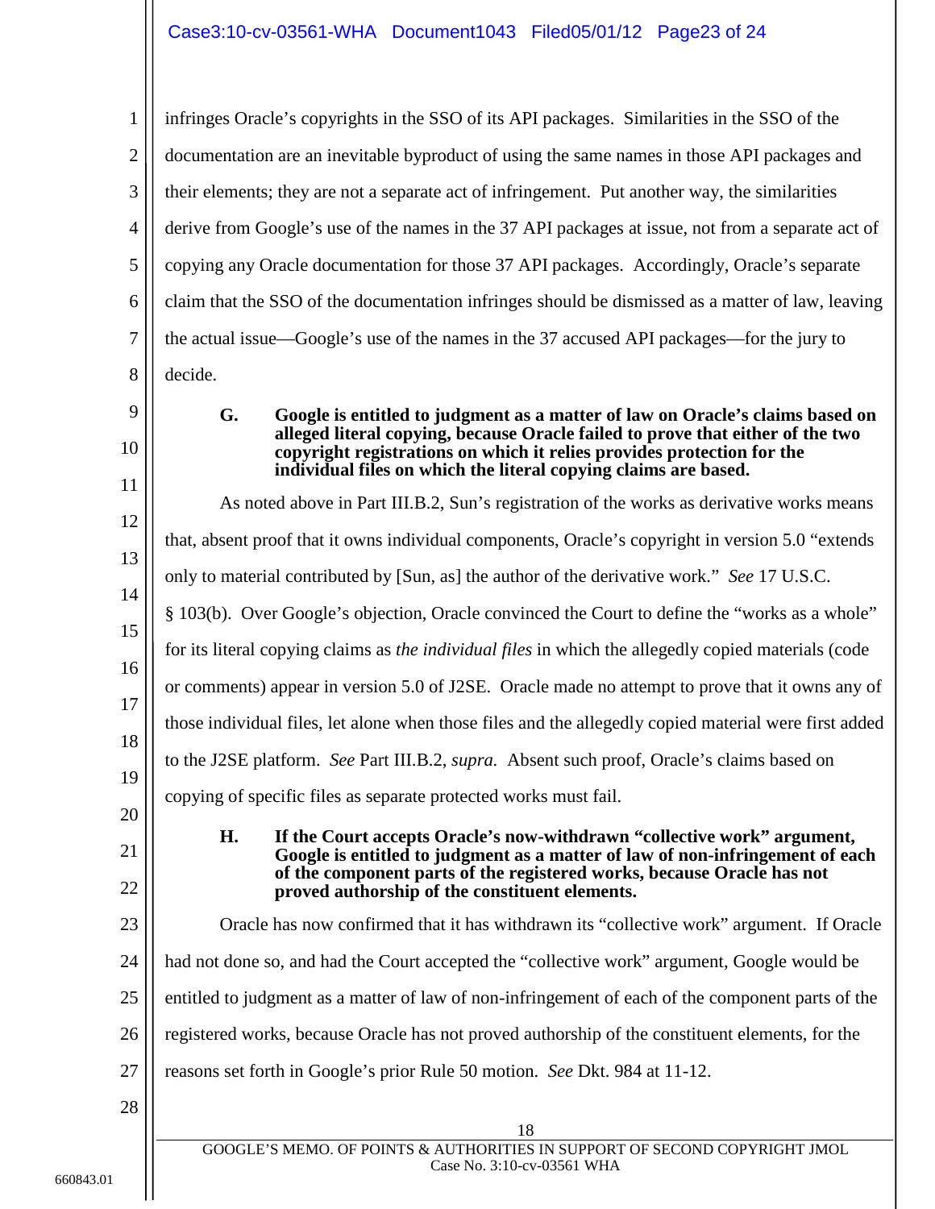infringes Oracle's copyrights in the SSO of its API packages. Similarities in the SSO of the documentation are an inevitable byproduct of using the same names in those API packages and their elements; they are not a separate act of infringement. Put another way, the similarities derive from Google's use of the names in the 37 API packages at issue, not from a separate act of copying any Oracle documentation for those 37 API packages. Accordingly, Oracle's separate claim that the SSO of the documentation infringes should be dismissed as a matter of law, leaving the actual issue—Google's use of the names in the 37 accused API packages—for the jury to decide.

### G. Google is entitled to judgment as a matter of law on Oracle's claims based on alleged literal copying, because Oracle failed to prove that either of the two copyright registrations on which it relies provides protection for the individual files on which the literal copying claims are based.

As noted above in Part III.B.2, Sun's registration of the works as derivative works means that, absent proof that it owns individual components, Oracle's copyright in version 5.0 "extends only to material contributed by [Sun, as] the author of the derivative work." *See* 17 U.S.C. § 103(b). Over Google's objection, Oracle convinced the Court to define the "works as a whole" for its literal copying claims as *the individual files* in which the allegedly copied materials (code or comments) appear in version 5.0 of J2SE. Oracle made no attempt to prove that it owns any of those individual files, let alone when those files and the allegedly copied material were first added to the J2SE platform. *See* Part III.B.2, *supra.* Absent such proof, Oracle's claims based on copying of specific files as separate protected works must fail.

### H. If the Court accepts Oracle's now-withdrawn "collective work" argument, Google is entitled to judgment as a matter of law of non-infringement of each of the component parts of the registered works, because Oracle has not proved authorship of the constituent elements.

Oracle has now confirmed that it has withdrawn its "collective work" argument. If Oracle had not done so, and had the Court accepted the "collective work" argument, Google would be entitled to judgment as a matter of law of non-infringement of each of the component parts of the registered works, because Oracle has not proved authorship of the constituent elements, for the reasons set forth in Google's prior Rule 50 motion. *See* Dkt. 984 at 11-12.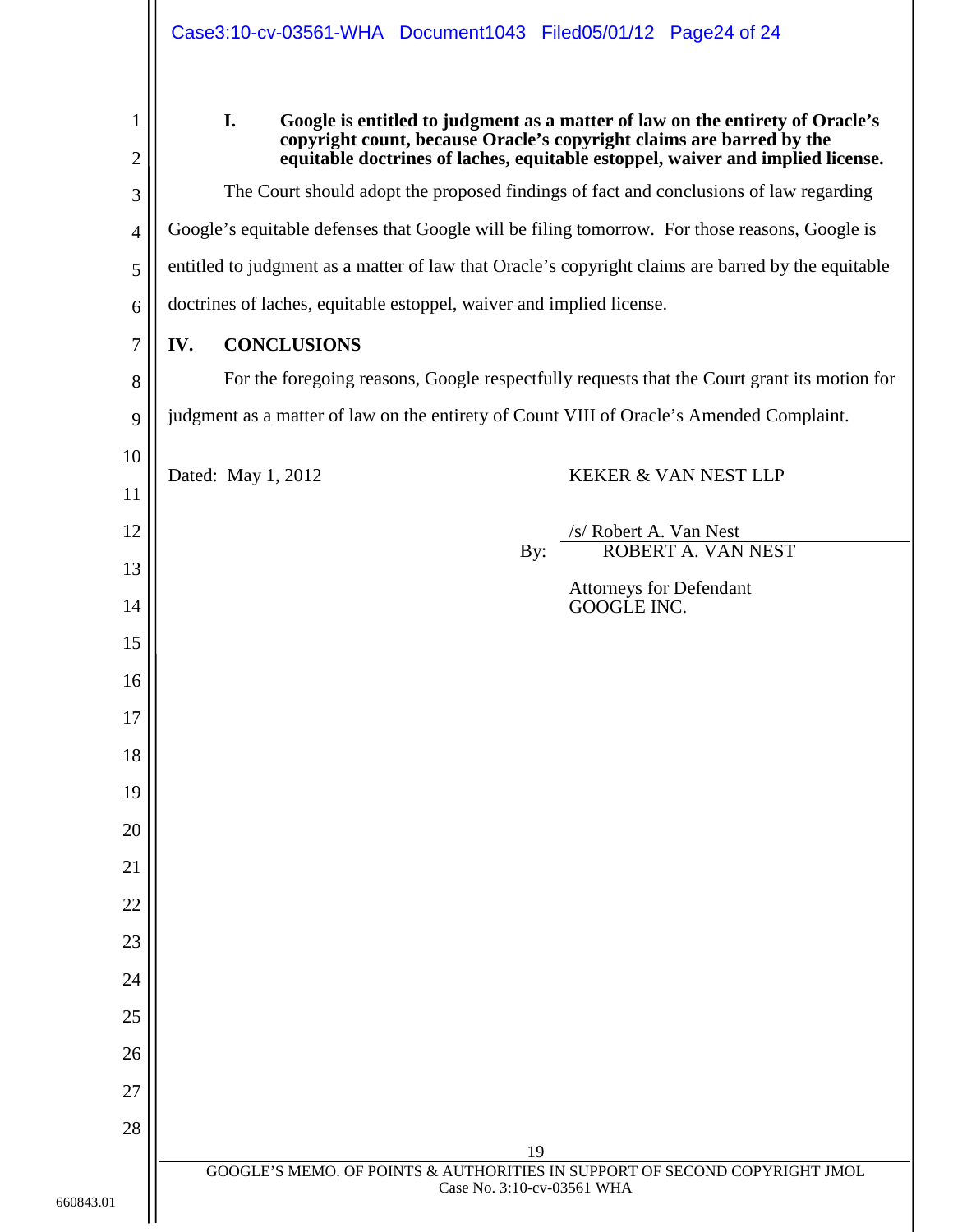**I. Google is entitled to judgment as a matter of law on the entirety of Oracle's copyright count, because Oracle's copyright claims are barred by the equitable doctrines of laches, equitable estoppel, waiver and implied license.**

The Court should adopt the proposed findings of fact and conclusions of law regarding Google's equitable defenses that Google will be filing tomorrow. For those reasons, Google is entitled to judgment as a matter of law that Oracle's copyright claims are barred by the equitable doctrines of laches, equitable estoppel, waiver and implied license.

## IV. CONCLUSIONS

For the foregoing reasons, Google respectfully requests that the Court grant its motion for judgment as a matter of law on the entirety of Count VIII of Oracle's Amended Complaint.

Dated: May 1, 2012

KEKER & VAN NEST LLP

By: /s/ Robert A. Van Nest
ROBERT A. VAN NEST

Attorneys for Defendant
GOOGLE INC.